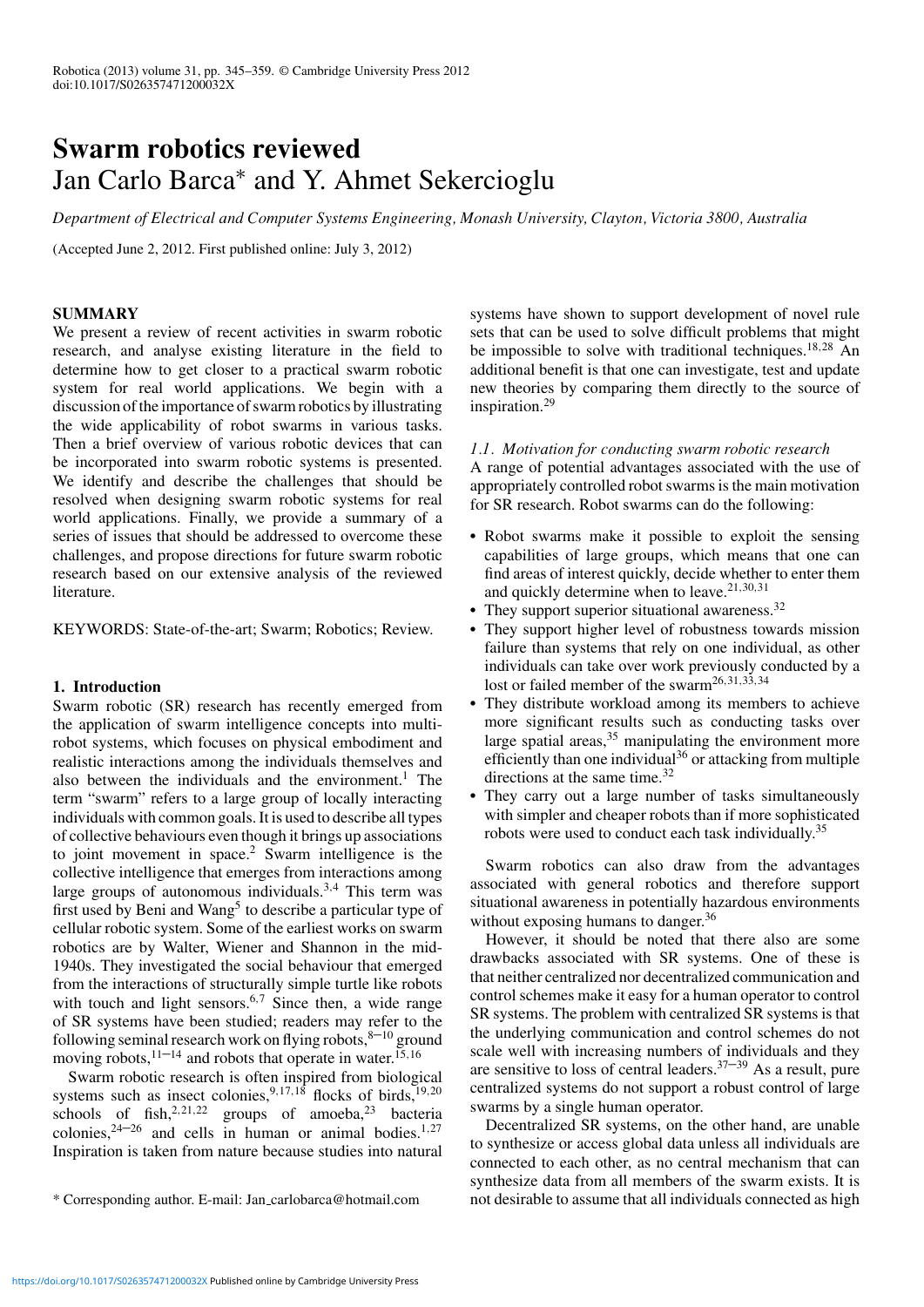# Swarm robotics reviewed

Jan Carlo Barca* and Y. Ahmet Sekercioglu

*Department of Electrical and Computer Systems Engineering, Monash University, Clayton, Victoria 3800, Australia*

(Accepted June 2, 2012. First published online: July 3, 2012)

## SUMMARY

We present a review of recent activities in swarm robotic research, and analyse existing literature in the field to determine how to get closer to a practical swarm robotic system for real world applications. We begin with a discussion of the importance of swarm robotics by illustrating the wide applicability of robot swarms in various tasks. Then a brief overview of various robotic devices that can be incorporated into swarm robotic systems is presented. We identify and describe the challenges that should be resolved when designing swarm robotic systems for real world applications. Finally, we provide a summary of a series of issues that should be addressed to overcome these challenges, and propose directions for future swarm robotic research based on our extensive analysis of the reviewed literature.

KEYWORDS: State-of-the-art; Swarm; Robotics; Review.

## 1. Introduction

Swarm robotic (SR) research has recently emerged from the application of swarm intelligence concepts into multi-robot systems, which focuses on physical embodiment and realistic interactions among the individuals themselves and also between the individuals and the environment.[1] The term "swarm" refers to a large group of locally interacting individuals with common goals. It is used to describe all types of collective behaviours even though it brings up associations to joint movement in space.[2] Swarm intelligence is the collective intelligence that emerges from interactions among large groups of autonomous individuals.[3,4] This term was first used by Beni and Wang[5] to describe a particular type of cellular robotic system. Some of the earliest works on swarm robotics are by Walter, Wiener and Shannon in the mid-1940s. They investigated the social behaviour that emerged from the interactions of structurally simple turtle like robots with touch and light sensors.[6,7] Since then, a wide range of SR systems have been studied; readers may refer to the following seminal research work on flying robots,[8–10] ground moving robots,[11–14] and robots that operate in water.[15,16]

Swarm robotic research is often inspired from biological systems such as insect colonies,[9,17,18] flocks of birds,[19,20] schools of fish,[2,21,22] groups of amoeba,[23] bacteria colonies,[24–26] and cells in human or animal bodies.[1,27] Inspiration is taken from nature because studies into natural systems have shown to support development of novel rule sets that can be used to solve difficult problems that might be impossible to solve with traditional techniques.[18,28] An additional benefit is that one can investigate, test and update new theories by comparing them directly to the source of inspiration.[29]

### *1.1. Motivation for conducting swarm robotic research*

A range of potential advantages associated with the use of appropriately controlled robot swarms is the main motivation for SR research. Robot swarms can do the following:

- Robot swarms make it possible to exploit the sensing capabilities of large groups, which means that one can find areas of interest quickly, decide whether to enter them and quickly determine when to leave.[21,30,31]
- They support superior situational awareness.[32]
- They support higher level of robustness towards mission failure than systems that rely on one individual, as other individuals can take over work previously conducted by a lost or failed member of the swarm[26,31,33,34]
- They distribute workload among its members to achieve more significant results such as conducting tasks over large spatial areas,[35] manipulating the environment more efficiently than one individual[36] or attacking from multiple directions at the same time.[32]
- They carry out a large number of tasks simultaneously with simpler and cheaper robots than if more sophisticated robots were used to conduct each task individually.[35]

Swarm robotics can also draw from the advantages associated with general robotics and therefore support situational awareness in potentially hazardous environments without exposing humans to danger.[36]

However, it should be noted that there also are some drawbacks associated with SR systems. One of these is that neither centralized nor decentralized communication and control schemes make it easy for a human operator to control SR systems. The problem with centralized SR systems is that the underlying communication and control schemes do not scale well with increasing numbers of individuals and they are sensitive to loss of central leaders.[37–39] As a result, pure centralized systems do not support a robust control of large swarms by a single human operator.

Decentralized SR systems, on the other hand, are unable to synthesize or access global data unless all individuals are connected to each other, as no central mechanism that can synthesize data from all members of the swarm exists. It is not desirable to assume that all individuals connected as high

* Corresponding author. E-mail: Jan_carlobarca@hotmail.com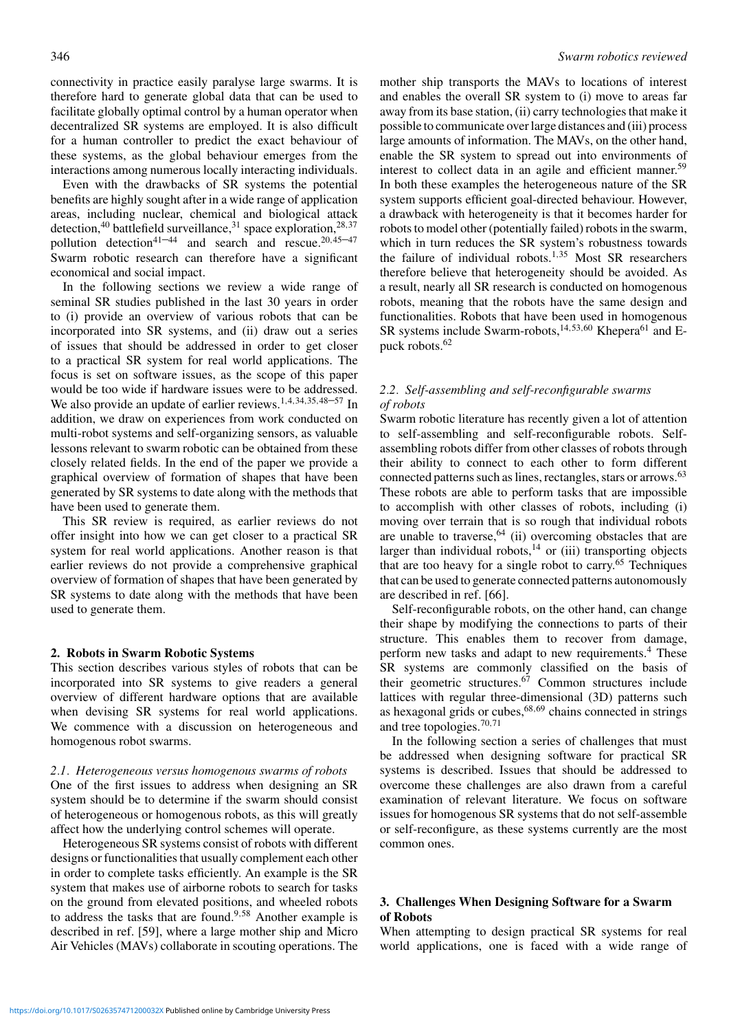connectivity in practice easily paralyse large swarms. It is therefore hard to generate global data that can be used to facilitate globally optimal control by a human operator when decentralized SR systems are employed. It is also difficult for a human controller to predict the exact behaviour of these systems, as the global behaviour emerges from the interactions among numerous locally interacting individuals.

Even with the drawbacks of SR systems the potential benefits are highly sought after in a wide range of application areas, including nuclear, chemical and biological attack detection,[40] battlefield surveillance,[31] space exploration,[28,37] pollution detection[41–44] and search and rescue.[20,45–47] Swarm robotic research can therefore have a significant economical and social impact.

In the following sections we review a wide range of seminal SR studies published in the last 30 years in order to (i) provide an overview of various robots that can be incorporated into SR systems, and (ii) draw out a series of issues that should be addressed in order to get closer to a practical SR system for real world applications. The focus is set on software issues, as the scope of this paper would be too wide if hardware issues were to be addressed. We also provide an update of earlier reviews.[1,4,34,35,48–57] In addition, we draw on experiences from work conducted on multi-robot systems and self-organizing sensors, as valuable lessons relevant to swarm robotic can be obtained from these closely related fields. In the end of the paper we provide a graphical overview of formation of shapes that have been generated by SR systems to date along with the methods that have been used to generate them.

This SR review is required, as earlier reviews do not offer insight into how we can get closer to a practical SR system for real world applications. Another reason is that earlier reviews do not provide a comprehensive graphical overview of formation of shapes that have been generated by SR systems to date along with the methods that have been used to generate them.

## 2. Robots in Swarm Robotic Systems

This section describes various styles of robots that can be incorporated into SR systems to give readers a general overview of different hardware options that are available when devising SR systems for real world applications. We commence with a discussion on heterogeneous and homogenous robot swarms.

### *2.1. Heterogeneous versus homogenous swarms of robots*

One of the first issues to address when designing an SR system should be to determine if the swarm should consist of heterogeneous or homogenous robots, as this will greatly affect how the underlying control schemes will operate.

Heterogeneous SR systems consist of robots with different designs or functionalities that usually complement each other in order to complete tasks efficiently. An example is the SR system that makes use of airborne robots to search for tasks on the ground from elevated positions, and wheeled robots to address the tasks that are found.[9,58] Another example is described in ref. [59], where a large mother ship and Micro Air Vehicles (MAVs) collaborate in scouting operations. The mother ship transports the MAVs to locations of interest and enables the overall SR system to (i) move to areas far away from its base station, (ii) carry technologies that make it possible to communicate over large distances and (iii) process large amounts of information. The MAVs, on the other hand, enable the SR system to spread out into environments of interest to collect data in an agile and efficient manner.[59] In both these examples the heterogeneous nature of the SR system supports efficient goal-directed behaviour. However, a drawback with heterogeneity is that it becomes harder for robots to model other (potentially failed) robots in the swarm, which in turn reduces the SR system's robustness towards the failure of individual robots.[1,35] Most SR researchers therefore believe that heterogeneity should be avoided. As a result, nearly all SR research is conducted on homogenous robots, meaning that the robots have the same design and functionalities. Robots that have been used in homogenous SR systems include Swarm-robots,[14,53,60] Khepera[61] and E-puck robots.[62]

### *2.2. Self-assembling and self-reconfigurable swarms of robots*

Swarm robotic literature has recently given a lot of attention to self-assembling and self-reconfigurable robots. Self-assembling robots differ from other classes of robots through their ability to connect to each other to form different connected patterns such as lines, rectangles, stars or arrows.[63] These robots are able to perform tasks that are impossible to accomplish with other classes of robots, including (i) moving over terrain that is so rough that individual robots are unable to traverse,[64] (ii) overcoming obstacles that are larger than individual robots,[14] or (iii) transporting objects that are too heavy for a single robot to carry.[65] Techniques that can be used to generate connected patterns autonomously are described in ref. [66].

Self-reconfigurable robots, on the other hand, can change their shape by modifying the connections to parts of their structure. This enables them to recover from damage, perform new tasks and adapt to new requirements.[4] These SR systems are commonly classified on the basis of their geometric structures.[67] Common structures include lattices with regular three-dimensional (3D) patterns such as hexagonal grids or cubes,[68,69] chains connected in strings and tree topologies.[70,71]

In the following section a series of challenges that must be addressed when designing software for practical SR systems is described. Issues that should be addressed to overcome these challenges are also drawn from a careful examination of relevant literature. We focus on software issues for homogenous SR systems that do not self-assemble or self-reconfigure, as these systems currently are the most common ones.

## 3. Challenges When Designing Software for a Swarm of Robots

When attempting to design practical SR systems for real world applications, one is faced with a wide range of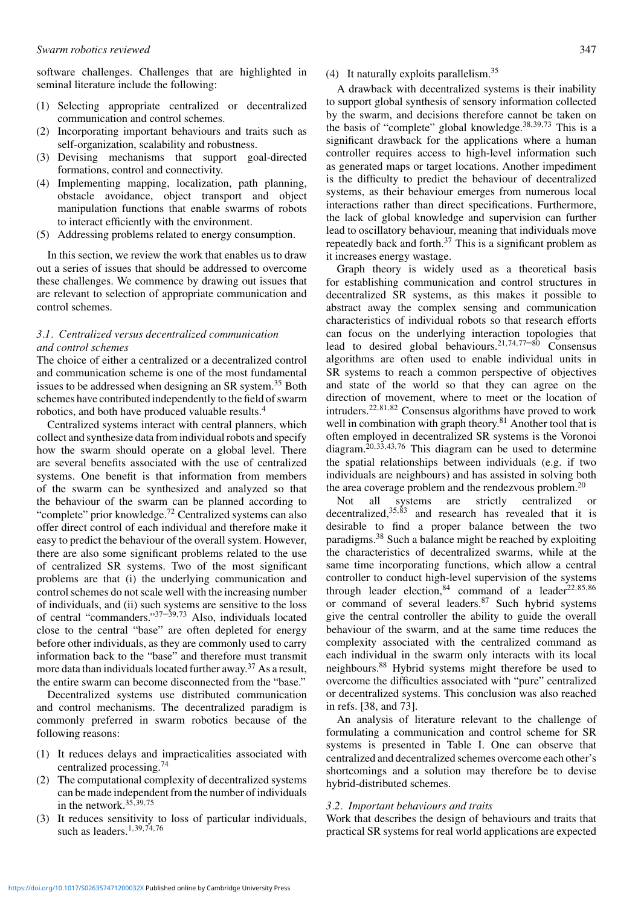software challenges. Challenges that are highlighted in seminal literature include the following:

1. Selecting appropriate centralized or decentralized communication and control schemes.
2. Incorporating important behaviours and traits such as self-organization, scalability and robustness.
3. Devising mechanisms that support goal-directed formations, control and connectivity.
4. Implementing mapping, localization, path planning, obstacle avoidance, object transport and object manipulation functions that enable swarms of robots to interact efficiently with the environment.
5. Addressing problems related to energy consumption.

In this section, we review the work that enables us to draw out a series of issues that should be addressed to overcome these challenges. We commence by drawing out issues that are relevant to selection of appropriate communication and control schemes.

### *3.1. Centralized versus decentralized communication and control schemes*

The choice of either a centralized or a decentralized control and communication scheme is one of the most fundamental issues to be addressed when designing an SR system.[35] Both schemes have contributed independently to the field of swarm robotics, and both have produced valuable results.[4]

Centralized systems interact with central planners, which collect and synthesize data from individual robots and specify how the swarm should operate on a global level. There are several benefits associated with the use of centralized systems. One benefit is that information from members of the swarm can be synthesized and analyzed so that the behaviour of the swarm can be planned according to "complete" prior knowledge.[72] Centralized systems can also offer direct control of each individual and therefore make it easy to predict the behaviour of the overall system. However, there are also some significant problems related to the use of centralized SR systems. Two of the most significant problems are that (i) the underlying communication and control schemes do not scale well with the increasing number of individuals, and (ii) such systems are sensitive to the loss of central "commanders."[37–39,73] Also, individuals located close to the central "base" are often depleted for energy before other individuals, as they are commonly used to carry information back to the "base" and therefore must transmit more data than individuals located further away.[37] As a result, the entire swarm can become disconnected from the "base."

Decentralized systems use distributed communication and control mechanisms. The decentralized paradigm is commonly preferred in swarm robotics because of the following reasons:

1. It reduces delays and impracticalities associated with centralized processing.[74]
2. The computational complexity of decentralized systems can be made independent from the number of individuals in the network.[35,39,75]
3. It reduces sensitivity to loss of particular individuals, such as leaders.[1,39,74,76]
4. It naturally exploits parallelism.[35]

A drawback with decentralized systems is their inability to support global synthesis of sensory information collected by the swarm, and decisions therefore cannot be taken on the basis of "complete" global knowledge.[38,39,73] This is a significant drawback for the applications where a human controller requires access to high-level information such as generated maps or target locations. Another impediment is the difficulty to predict the behaviour of decentralized systems, as their behaviour emerges from numerous local interactions rather than direct specifications. Furthermore, the lack of global knowledge and supervision can further lead to oscillatory behaviour, meaning that individuals move repeatedly back and forth.[37] This is a significant problem as it increases energy wastage.

Graph theory is widely used as a theoretical basis for establishing communication and control structures in decentralized SR systems, as this makes it possible to abstract away the complex sensing and communication characteristics of individual robots so that research efforts can focus on the underlying interaction topologies that lead to desired global behaviours.[21,74,77–80] Consensus algorithms are often used to enable individual units in SR systems to reach a common perspective of objectives and state of the world so that they can agree on the direction of movement, where to meet or the location of intruders.[22,81,82] Consensus algorithms have proved to work well in combination with graph theory.[81] Another tool that is often employed in decentralized SR systems is the Voronoi diagram.[20,33,43,76] This diagram can be used to determine the spatial relationships between individuals (e.g. if two individuals are neighbours) and has assisted in solving both the area coverage problem and the rendezvous problem.[20]

Not all systems are strictly centralized or decentralized,[35,83] and research has revealed that it is desirable to find a proper balance between the two paradigms.[38] Such a balance might be reached by exploiting the characteristics of decentralized swarms, while at the same time incorporating functions, which allow a central controller to conduct high-level supervision of the systems through leader election,[84] command of a leader[22,85,86] or command of several leaders.[87] Such hybrid systems give the central controller the ability to guide the overall behaviour of the swarm, and at the same time reduces the complexity associated with the centralized command as each individual in the swarm only interacts with its local neighbours.[88] Hybrid systems might therefore be used to overcome the difficulties associated with "pure" centralized or decentralized systems. This conclusion was also reached in refs. [38, and 73].

An analysis of literature relevant to the challenge of formulating a communication and control scheme for SR systems is presented in Table I. One can observe that centralized and decentralized schemes overcome each other's shortcomings and a solution may therefore be to devise hybrid-distributed schemes.

### *3.2. Important behaviours and traits*

Work that describes the design of behaviours and traits that practical SR systems for real world applications are expected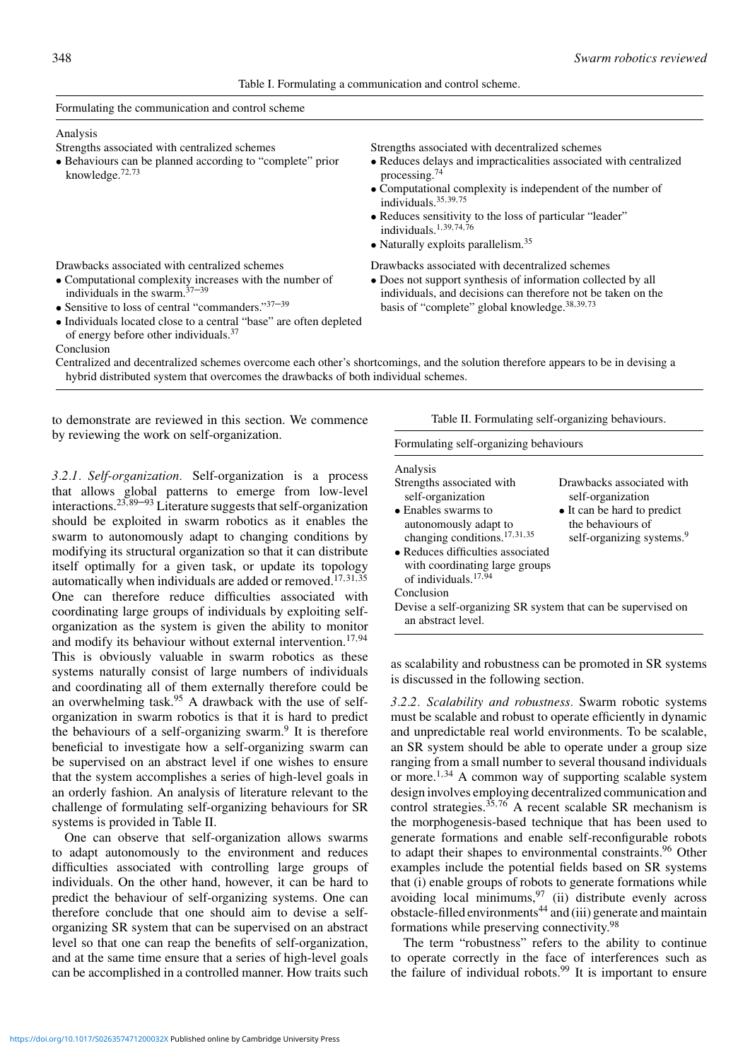Table I. Formulating a communication and control scheme.

| Formulating the communication and control scheme | |
|---|---|
| **Analysis** | |
| Strengths associated with centralized schemes | Strengths associated with decentralized schemes |
| • Behaviours can be planned according to "complete" prior knowledge.[72,73] | • Reduces delays and impracticalities associated with centralized processing.[74] • Computational complexity is independent of the number of individuals.[35,39,75] • Reduces sensitivity to the loss of particular "leader" individuals.[1,39,74,76] • Naturally exploits parallelism.[35] |
| Drawbacks associated with centralized schemes | Drawbacks associated with decentralized schemes |
| • Computational complexity increases with the number of individuals in the swarm.[37–39] • Sensitive to loss of central "commanders."[37–39] • Individuals located close to a central "base" are often depleted of energy before other individuals.[37] | • Does not support synthesis of information collected by all individuals, and decisions can therefore not be taken on the basis of "complete" global knowledge.[38,39,73] |
| **Conclusion** | |
| Centralized and decentralized schemes overcome each other's shortcomings, and the solution therefore appears to be in devising a hybrid distributed system that overcomes the drawbacks of both individual schemes. | |

to demonstrate are reviewed in this section. We commence by reviewing the work on self-organization.

*3.2.1. Self-organization.* Self-organization is a process that allows global patterns to emerge from low-level interactions.[23,89–93] Literature suggests that self-organization should be exploited in swarm robotics as it enables the swarm to autonomously adapt to changing conditions by modifying its structural organization so that it can distribute itself optimally for a given task, or update its topology automatically when individuals are added or removed.[17,31,35] One can therefore reduce difficulties associated with coordinating large groups of individuals by exploiting self-organization as the system is given the ability to monitor and modify its behaviour without external intervention.[17,94] This is obviously valuable in swarm robotics as these systems naturally consist of large numbers of individuals and coordinating all of them externally therefore could be an overwhelming task.[95] A drawback with the use of self-organization in swarm robotics is that it is hard to predict the behaviours of a self-organizing swarm.[9] It is therefore beneficial to investigate how a self-organizing swarm can be supervised on an abstract level if one wishes to ensure that the system accomplishes a series of high-level goals in an orderly fashion. An analysis of literature relevant to the challenge of formulating self-organizing behaviours for SR systems is provided in Table II.

Table II. Formulating self-organizing behaviours.

| Formulating self-organizing behaviours | |
|---|---|
| **Analysis** | |
| Strengths associated with self-organization | Drawbacks associated with self-organization |
| • Enables swarms to autonomously adapt to changing conditions.[17,31,35] • Reduces difficulties associated with coordinating large groups of individuals.[17,94] | • It can be hard to predict the behaviours of self-organizing systems.[9] |
| **Conclusion** | |
| Devise a self-organizing SR system that can be supervised on an abstract level. | |

One can observe that self-organization allows swarms to adapt autonomously to the environment and reduces difficulties associated with controlling large groups of individuals. On the other hand, however, it can be hard to predict the behaviour of self-organizing systems. One can therefore conclude that one should aim to devise a self-organizing SR system that can be supervised on an abstract level so that one can reap the benefits of self-organization, and at the same time ensure that a series of high-level goals can be accomplished in a controlled manner. How traits such as scalability and robustness can be promoted in SR systems is discussed in the following section.

*3.2.2. Scalability and robustness.* Swarm robotic systems must be scalable and robust to operate efficiently in dynamic and unpredictable real world environments. To be scalable, an SR system should be able to operate under a group size ranging from a small number to several thousand individuals or more.[1,34] A common way of supporting scalable system design involves employing decentralized communication and control strategies.[35,76] A recent scalable SR mechanism is the morphogenesis-based technique that has been used to generate formations and enable self-reconfigurable robots to adapt their shapes to environmental constraints.[96] Other examples include the potential fields based on SR systems that (i) enable groups of robots to generate formations while avoiding local minimums,[97] (ii) distribute evenly across obstacle-filled environments[44] and (iii) generate and maintain formations while preserving connectivity.[98]

The term "robustness" refers to the ability to continue to operate correctly in the face of interferences such as the failure of individual robots.[99] It is important to ensure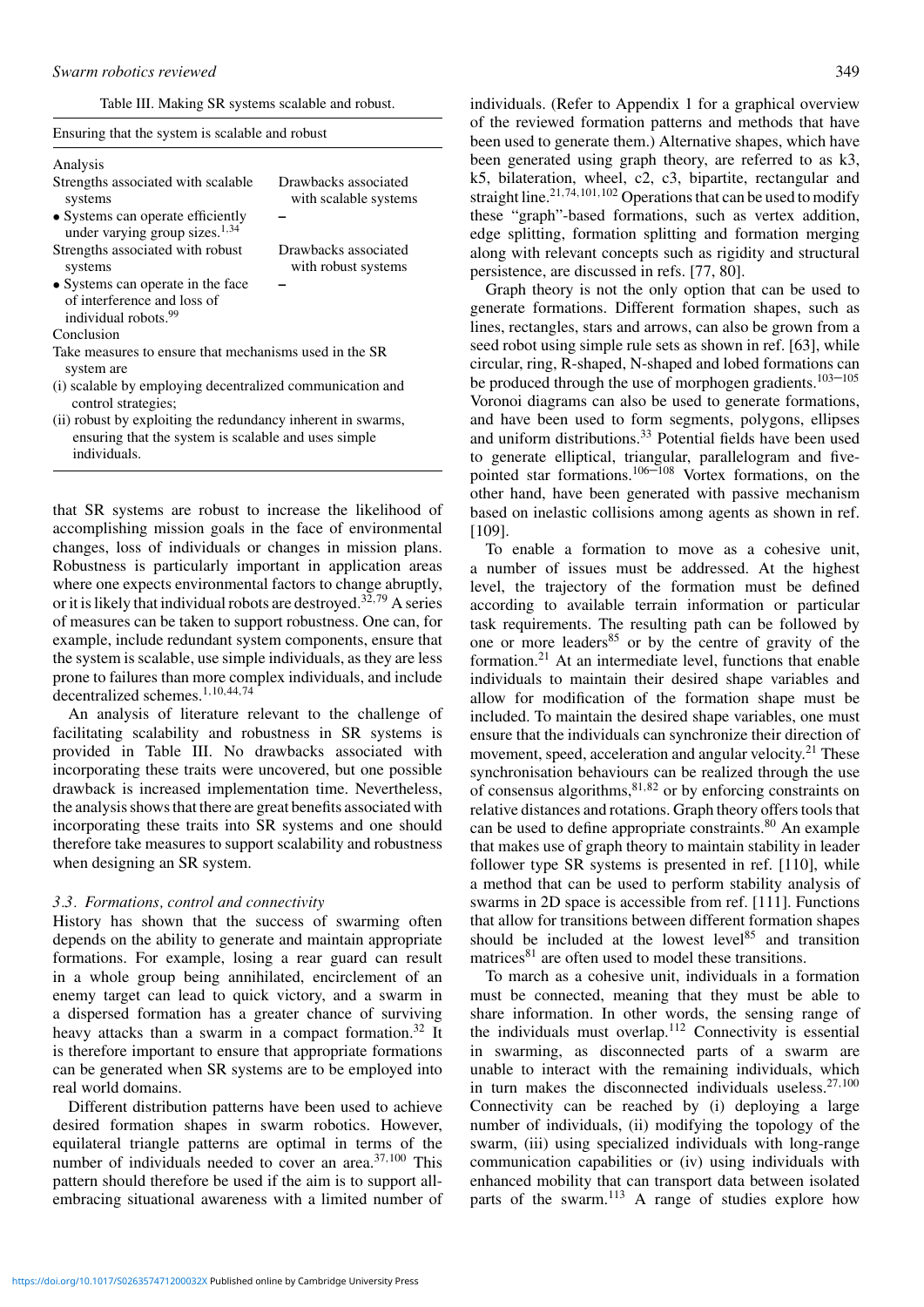Table III. Making SR systems scalable and robust.

| Ensuring that the system is scalable and robust | |
|---|---|
| Analysis | |
| Strengths associated with scalable systems | Drawbacks associated with scalable systems |
| • Systems can operate efficiently under varying group sizes.[1,34] | – |
| Strengths associated with robust systems | Drawbacks associated with robust systems |
| • Systems can operate in the face of interference and loss of individual robots.[99] | – |
| Conclusion | |
| Take measures to ensure that mechanisms used in the SR system are | |
| (i) scalable by employing decentralized communication and control strategies; | |
| (ii) robust by exploiting the redundancy inherent in swarms, ensuring that the system is scalable and uses simple individuals. | |

that SR systems are robust to increase the likelihood of accomplishing mission goals in the face of environmental changes, loss of individuals or changes in mission plans. Robustness is particularly important in application areas where one expects environmental factors to change abruptly, or it is likely that individual robots are destroyed.[32,79] A series of measures can be taken to support robustness. One can, for example, include redundant system components, ensure that the system is scalable, use simple individuals, as they are less prone to failures than more complex individuals, and include decentralized schemes.[1,10,44,74]

An analysis of literature relevant to the challenge of facilitating scalability and robustness in SR systems is provided in Table III. No drawbacks associated with incorporating these traits were uncovered, but one possible drawback is increased implementation time. Nevertheless, the analysis shows that there are great benefits associated with incorporating these traits into SR systems and one should therefore take measures to support scalability and robustness when designing an SR system.

### *3.3. Formations, control and connectivity*

History has shown that the success of swarming often depends on the ability to generate and maintain appropriate formations. For example, losing a rear guard can result in a whole group being annihilated, encirclement of an enemy target can lead to quick victory, and a swarm in a dispersed formation has a greater chance of surviving heavy attacks than a swarm in a compact formation.[32] It is therefore important to ensure that appropriate formations can be generated when SR systems are to be employed into real world domains.

Different distribution patterns have been used to achieve desired formation shapes in swarm robotics. However, equilateral triangle patterns are optimal in terms of the number of individuals needed to cover an area.[37,100] This pattern should therefore be used if the aim is to support all-embracing situational awareness with a limited number of individuals. (Refer to Appendix 1 for a graphical overview of the reviewed formation patterns and methods that have been used to generate them.) Alternative shapes, which have been generated using graph theory, are referred to as k3, k5, bilateration, wheel, c2, c3, bipartite, rectangular and straight line.[21,74,101,102] Operations that can be used to modify these "graph"-based formations, such as vertex addition, edge splitting, formation splitting and formation merging along with relevant concepts such as rigidity and structural persistence, are discussed in refs. [77, 80].

Graph theory is not the only option that can be used to generate formations. Different formation shapes, such as lines, rectangles, stars and arrows, can also be grown from a seed robot using simple rule sets as shown in ref. [63], while circular, ring, R-shaped, N-shaped and lobed formations can be produced through the use of morphogen gradients.[103–105] Voronoi diagrams can also be used to generate formations, and have been used to form segments, polygons, ellipses and uniform distributions.[33] Potential fields have been used to generate elliptical, triangular, parallelogram and five-pointed star formations.[106–108] Vortex formations, on the other hand, have been generated with passive mechanism based on inelastic collisions among agents as shown in ref. [109].

To enable a formation to move as a cohesive unit, a number of issues must be addressed. At the highest level, the trajectory of the formation must be defined according to available terrain information or particular task requirements. The resulting path can be followed by one or more leaders[85] or by the centre of gravity of the formation.[21] At an intermediate level, functions that enable individuals to maintain their desired shape variables and allow for modification of the formation shape must be included. To maintain the desired shape variables, one must ensure that the individuals can synchronize their direction of movement, speed, acceleration and angular velocity.[21] These synchronisation behaviours can be realized through the use of consensus algorithms,[81,82] or by enforcing constraints on relative distances and rotations. Graph theory offers tools that can be used to define appropriate constraints.[80] An example that makes use of graph theory to maintain stability in leader follower type SR systems is presented in ref. [110], while a method that can be used to perform stability analysis of swarms in 2D space is accessible from ref. [111]. Functions that allow for transitions between different formation shapes should be included at the lowest level[85] and transition matrices[81] are often used to model these transitions.

To march as a cohesive unit, individuals in a formation must be connected, meaning that they must be able to share information. In other words, the sensing range of the individuals must overlap.[112] Connectivity is essential in swarming, as disconnected parts of a swarm are unable to interact with the remaining individuals, which in turn makes the disconnected individuals useless.[27,100] Connectivity can be reached by (i) deploying a large number of individuals, (ii) modifying the topology of the swarm, (iii) using specialized individuals with long-range communication capabilities or (iv) using individuals with enhanced mobility that can transport data between isolated parts of the swarm.[113] A range of studies explore how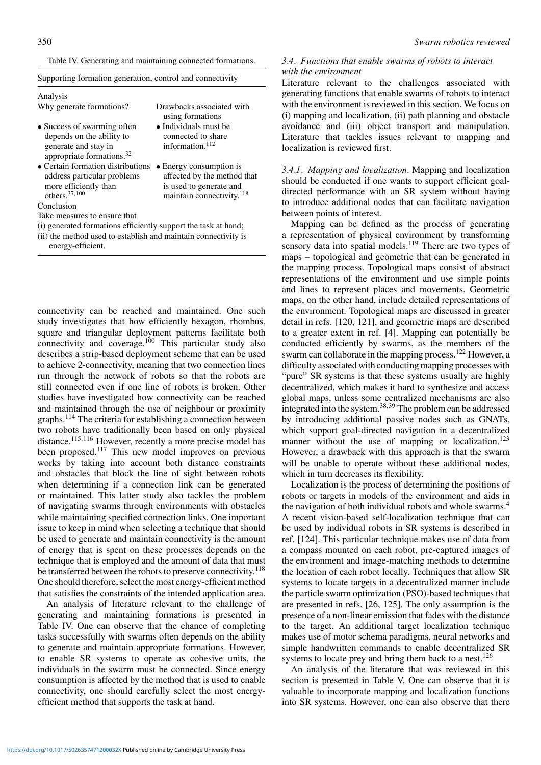Table IV. Generating and maintaining connected formations.

| Supporting formation generation, control and connectivity | |
|---|---|
| **Analysis** | |
| Why generate formations? | Drawbacks associated with using formations |
| • Success of swarming often depends on the ability to generate and stay in appropriate formations.[32] | • Individuals must be connected to share information.[112] |
| • Certain formation distributions address particular problems more efficiently than others.[37,100] | • Energy consumption is affected by the method that is used to generate and maintain connectivity.[118] |
| **Conclusion** | |
| Take measures to ensure that (i) generated formations efficiently support the task at hand; (ii) the method used to establish and maintain connectivity is energy-efficient. | |

connectivity can be reached and maintained. One such study investigates that how efficiently hexagon, rhombus, square and triangular deployment patterns facilitate both connectivity and coverage.[100] This particular study also describes a strip-based deployment scheme that can be used to achieve 2-connectivity, meaning that two connection lines run through the network of robots so that the robots are still connected even if one line of robots is broken. Other studies have investigated how connectivity can be reached and maintained through the use of neighbour or proximity graphs.[114] The criteria for establishing a connection between two robots have traditionally been based on only physical distance.[115,116] However, recently a more precise model has been proposed.[117] This new model improves on previous works by taking into account both distance constraints and obstacles that block the line of sight between robots when determining if a connection link can be generated or maintained. This latter study also tackles the problem of navigating swarms through environments with obstacles while maintaining specified connection links. One important issue to keep in mind when selecting a technique that should be used to generate and maintain connectivity is the amount of energy that is spent on these processes depends on the technique that is employed and the amount of data that must be transferred between the robots to preserve connectivity.[118] One should therefore, select the most energy-efficient method that satisfies the constraints of the intended application area.

An analysis of literature relevant to the challenge of generating and maintaining formations is presented in Table IV. One can observe that the chance of completing tasks successfully with swarms often depends on the ability to generate and maintain appropriate formations. However, to enable SR systems to operate as cohesive units, the individuals in the swarm must be connected. Since energy consumption is affected by the method that is used to enable connectivity, one should carefully select the most energy-efficient method that supports the task at hand.

### *3.4. Functions that enable swarms of robots to interact with the environment*

Literature relevant to the challenges associated with generating functions that enable swarms of robots to interact with the environment is reviewed in this section. We focus on (i) mapping and localization, (ii) path planning and obstacle avoidance and (iii) object transport and manipulation. Literature that tackles issues relevant to mapping and localization is reviewed first.

*3.4.1. Mapping and localization.* Mapping and localization should be conducted if one wants to support efficient goal-directed performance with an SR system without having to introduce additional nodes that can facilitate navigation between points of interest.

Mapping can be defined as the process of generating a representation of physical environment by transforming sensory data into spatial models.[119] There are two types of maps – topological and geometric that can be generated in the mapping process. Topological maps consist of abstract representations of the environment and use simple points and lines to represent places and movements. Geometric maps, on the other hand, include detailed representations of the environment. Topological maps are discussed in greater detail in refs. [120, 121], and geometric maps are described to a greater extent in ref. [4]. Mapping can potentially be conducted efficiently by swarms, as the members of the swarm can collaborate in the mapping process.[122] However, a difficulty associated with conducting mapping processes with "pure" SR systems is that these systems usually are highly decentralized, which makes it hard to synthesize and access global maps, unless some centralized mechanisms are also integrated into the system.[38,39] The problem can be addressed by introducing additional passive nodes such as GNATs, which support goal-directed navigation in a decentralized manner without the use of mapping or localization.[123] However, a drawback with this approach is that the swarm will be unable to operate without these additional nodes, which in turn decreases its flexibility.

Localization is the process of determining the positions of robots or targets in models of the environment and aids in the navigation of both individual robots and whole swarms.[4] A recent vision-based self-localization technique that can be used by individual robots in SR systems is described in ref. [124]. This particular technique makes use of data from a compass mounted on each robot, pre-captured images of the environment and image-matching methods to determine the location of each robot locally. Techniques that allow SR systems to locate targets in a decentralized manner include the particle swarm optimization (PSO)-based techniques that are presented in refs. [26, 125]. The only assumption is the presence of a non-linear emission that fades with the distance to the target. An additional target localization technique makes use of motor schema paradigms, neural networks and simple handwritten commands to enable decentralized SR systems to locate prey and bring them back to a nest.[126]

An analysis of the literature that was reviewed in this section is presented in Table V. One can observe that it is valuable to incorporate mapping and localization functions into SR systems. However, one can also observe that there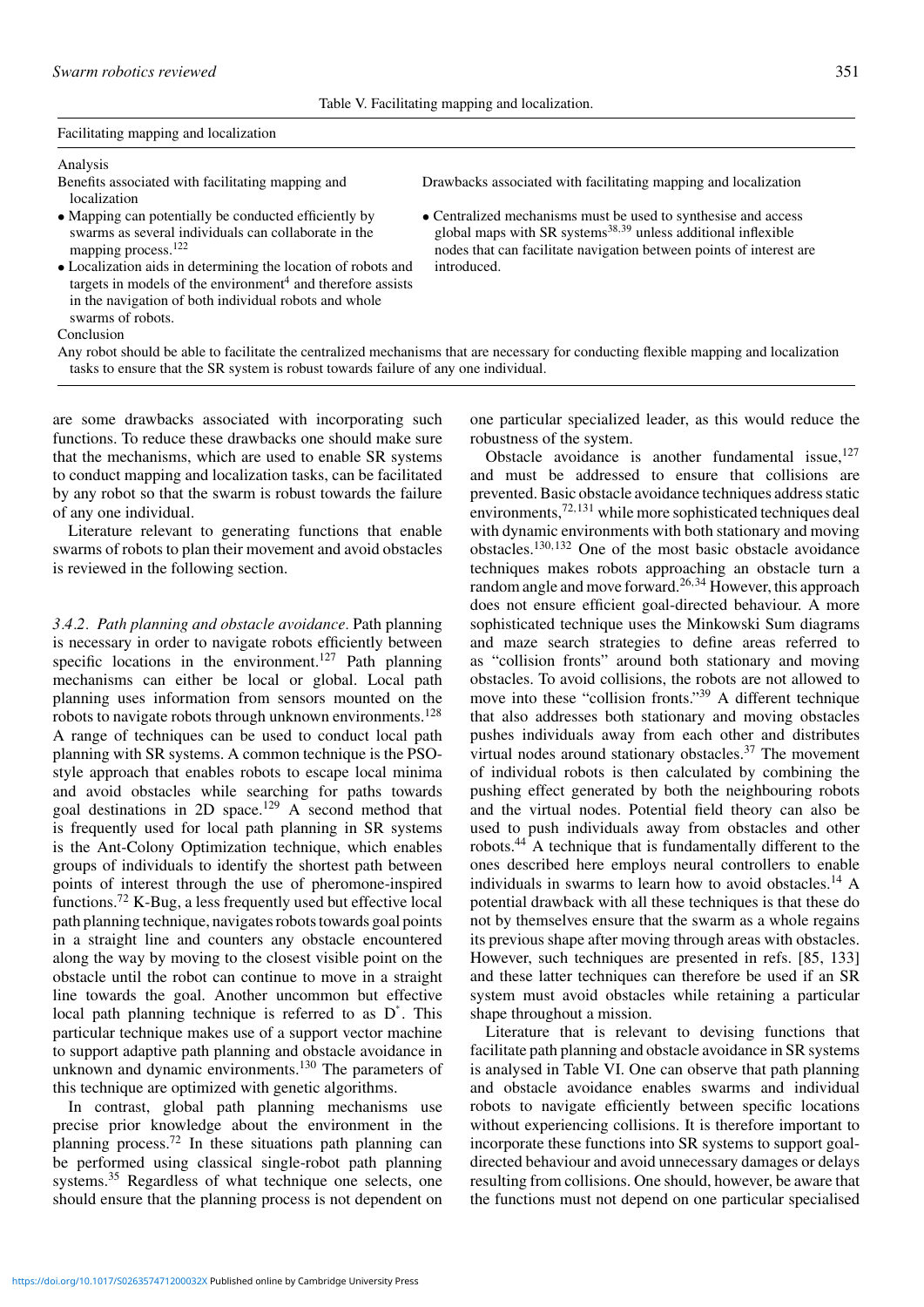Table V. Facilitating mapping and localization.

| Facilitating mapping and localization | |
|---|---|
| Analysis | |
| Benefits associated with facilitating mapping and localization | Drawbacks associated with facilitating mapping and localization |
| • Mapping can potentially be conducted efficiently by swarms as several individuals can collaborate in the mapping process.[122] <br> • Localization aids in determining the location of robots and targets in models of the environment[4] and therefore assists in the navigation of both individual robots and whole swarms of robots. | • Centralized mechanisms must be used to synthesise and access global maps with SR systems[38,39] unless additional inflexible nodes that can facilitate navigation between points of interest are introduced. |
| Conclusion | |
| Any robot should be able to facilitate the centralized mechanisms that are necessary for conducting flexible mapping and localization tasks to ensure that the SR system is robust towards failure of any one individual. | |

are some drawbacks associated with incorporating such functions. To reduce these drawbacks one should make sure that the mechanisms, which are used to enable SR systems to conduct mapping and localization tasks, can be facilitated by any robot so that the swarm is robust towards the failure of any one individual.

Literature relevant to generating functions that enable swarms of robots to plan their movement and avoid obstacles is reviewed in the following section.

*3.4.2. Path planning and obstacle avoidance.* Path planning is necessary in order to navigate robots efficiently between specific locations in the environment.[127] Path planning mechanisms can either be local or global. Local path planning uses information from sensors mounted on the robots to navigate robots through unknown environments.[128] A range of techniques can be used to conduct local path planning with SR systems. A common technique is the PSO-style approach that enables robots to escape local minima and avoid obstacles while searching for paths towards goal destinations in 2D space.[129] A second method that is frequently used for local path planning in SR systems is the Ant-Colony Optimization technique, which enables groups of individuals to identify the shortest path between points of interest through the use of pheromone-inspired functions.[72] K-Bug, a less frequently used but effective local path planning technique, navigates robots towards goal points in a straight line and counters any obstacle encountered along the way by moving to the closest visible point on the obstacle until the robot can continue to move in a straight line towards the goal. Another uncommon but effective local path planning technique is referred to as D*. This particular technique makes use of a support vector machine to support adaptive path planning and obstacle avoidance in unknown and dynamic environments.[130] The parameters of this technique are optimized with genetic algorithms.

In contrast, global path planning mechanisms use precise prior knowledge about the environment in the planning process.[72] In these situations path planning can be performed using classical single-robot path planning systems.[35] Regardless of what technique one selects, one should ensure that the planning process is not dependent on one particular specialized leader, as this would reduce the robustness of the system.

Obstacle avoidance is another fundamental issue,[127] and must be addressed to ensure that collisions are prevented. Basic obstacle avoidance techniques address static environments,[72,131] while more sophisticated techniques deal with dynamic environments with both stationary and moving obstacles.[130,132] One of the most basic obstacle avoidance techniques makes robots approaching an obstacle turn a random angle and move forward.[26,34] However, this approach does not ensure efficient goal-directed behaviour. A more sophisticated technique uses the Minkowski Sum diagrams and maze search strategies to define areas referred to as "collision fronts" around both stationary and moving obstacles. To avoid collisions, the robots are not allowed to move into these "collision fronts."[39] A different technique that also addresses both stationary and moving obstacles pushes individuals away from each other and distributes virtual nodes around stationary obstacles.[37] The movement of individual robots is then calculated by combining the pushing effect generated by both the neighbouring robots and the virtual nodes. Potential field theory can also be used to push individuals away from obstacles and other robots.[44] A technique that is fundamentally different to the ones described here employs neural controllers to enable individuals in swarms to learn how to avoid obstacles.[14] A potential drawback with all these techniques is that these do not by themselves ensure that the swarm as a whole regains its previous shape after moving through areas with obstacles. However, such techniques are presented in refs. [85, 133] and these latter techniques can therefore be used if an SR system must avoid obstacles while retaining a particular shape throughout a mission.

Literature that is relevant to devising functions that facilitate path planning and obstacle avoidance in SR systems is analysed in Table VI. One can observe that path planning and obstacle avoidance enables swarms and individual robots to navigate efficiently between specific locations without experiencing collisions. It is therefore important to incorporate these functions into SR systems to support goal-directed behaviour and avoid unnecessary damages or delays resulting from collisions. One should, however, be aware that the functions must not depend on one particular specialised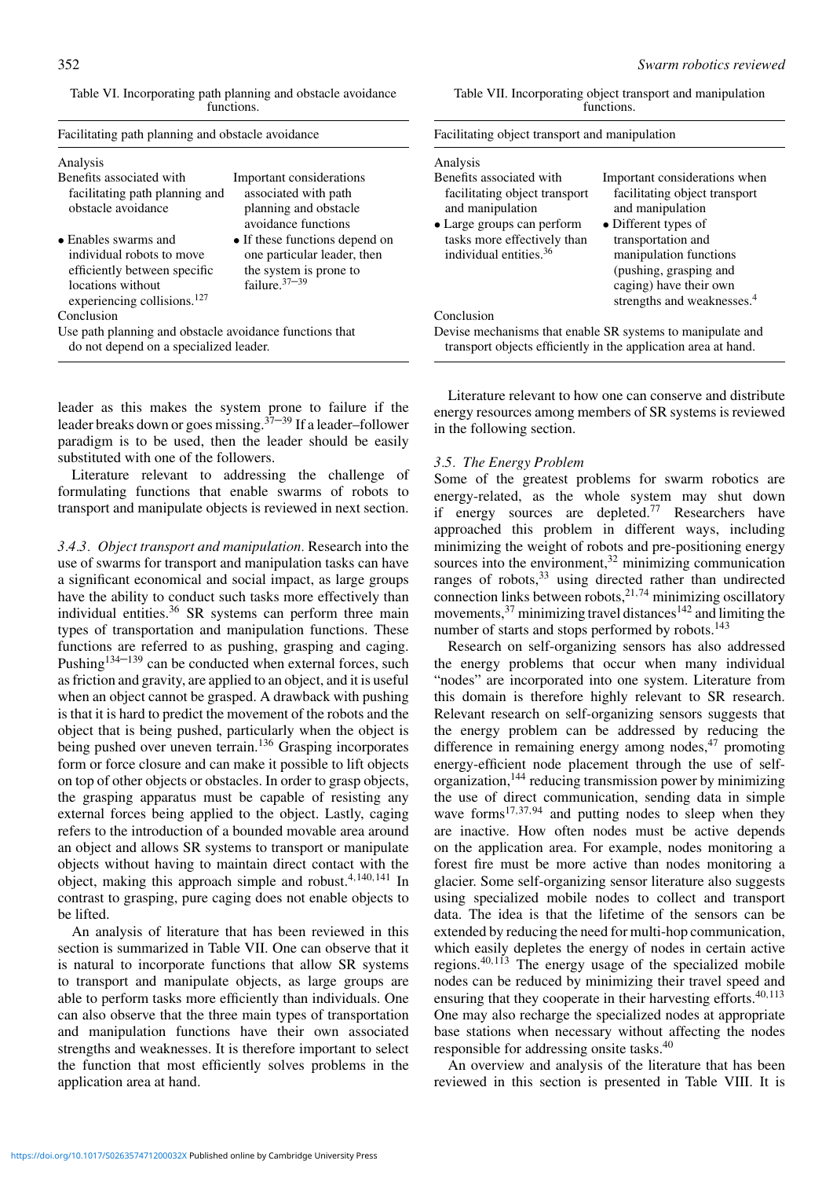Table VI. Incorporating path planning and obstacle avoidance functions.

| Facilitating path planning and obstacle avoidance | |
|---|---|
| Analysis | |
| Benefits associated with facilitating path planning and obstacle avoidance | Important considerations associated with path planning and obstacle avoidance functions |
| • Enables swarms and individual robots to move efficiently between specific locations without experiencing collisions.[127] | • If these functions depend on one particular leader, then the system is prone to failure.[37–39] |
| Conclusion | |
| Use path planning and obstacle avoidance functions that do not depend on a specialized leader. | |

Table VII. Incorporating object transport and manipulation functions.

| Facilitating object transport and manipulation | |
|---|---|
| Analysis | |
| Benefits associated with facilitating object transport and manipulation | Important considerations when facilitating object transport and manipulation |
| • Large groups can perform tasks more effectively than individual entities.[36] | • Different types of transportation and manipulation functions (pushing, grasping and caging) have their own strengths and weaknesses.[4] |
| Conclusion | |
| Devise mechanisms that enable SR systems to manipulate and transport objects efficiently in the application area at hand. | |

leader as this makes the system prone to failure if the leader breaks down or goes missing.[37–39] If a leader–follower paradigm is to be used, then the leader should be easily substituted with one of the followers.

Literature relevant to addressing the challenge of formulating functions that enable swarms of robots to transport and manipulate objects is reviewed in next section.

*3.4.3. Object transport and manipulation.* Research into the use of swarms for transport and manipulation tasks can have a significant economical and social impact, as large groups have the ability to conduct such tasks more effectively than individual entities.[36] SR systems can perform three main types of transportation and manipulation functions. These functions are referred to as pushing, grasping and caging. Pushing[134–139] can be conducted when external forces, such as friction and gravity, are applied to an object, and it is useful when an object cannot be grasped. A drawback with pushing is that it is hard to predict the movement of the robots and the object that is being pushed, particularly when the object is being pushed over uneven terrain.[136] Grasping incorporates form or force closure and can make it possible to lift objects on top of other objects or obstacles. In order to grasp objects, the grasping apparatus must be capable of resisting any external forces being applied to the object. Lastly, caging refers to the introduction of a bounded movable area around an object and allows SR systems to transport or manipulate objects without having to maintain direct contact with the object, making this approach simple and robust.[4,140,141] In contrast to grasping, pure caging does not enable objects to be lifted.

An analysis of literature that has been reviewed in this section is summarized in Table VII. One can observe that it is natural to incorporate functions that allow SR systems to transport and manipulate objects, as large groups are able to perform tasks more efficiently than individuals. One can also observe that the three main types of transportation and manipulation functions have their own associated strengths and weaknesses. It is therefore important to select the function that most efficiently solves problems in the application area at hand.

Literature relevant to how one can conserve and distribute energy resources among members of SR systems is reviewed in the following section.

### *3.5. The Energy Problem*

Some of the greatest problems for swarm robotics are energy-related, as the whole system may shut down if energy sources are depleted.[77] Researchers have approached this problem in different ways, including minimizing the weight of robots and pre-positioning energy sources into the environment,[32] minimizing communication ranges of robots,[33] using directed rather than undirected connection links between robots,[21,74] minimizing oscillatory movements,[37] minimizing travel distances[142] and limiting the number of starts and stops performed by robots.[143]

Research on self-organizing sensors has also addressed the energy problems that occur when many individual "nodes" are incorporated into one system. Literature from this domain is therefore highly relevant to SR research. Relevant research on self-organizing sensors suggests that the energy problem can be addressed by reducing the difference in remaining energy among nodes,[47] promoting energy-efficient node placement through the use of self-organization,[144] reducing transmission power by minimizing the use of direct communication, sending data in simple wave forms[17,37,94] and putting nodes to sleep when they are inactive. How often nodes must be active depends on the application area. For example, nodes monitoring a forest fire must be more active than nodes monitoring a glacier. Some self-organizing sensor literature also suggests using specialized mobile nodes to collect and transport data. The idea is that the lifetime of the sensors can be extended by reducing the need for multi-hop communication, which easily depletes the energy of nodes in certain active regions.[40,113] The energy usage of the specialized mobile nodes can be reduced by minimizing their travel speed and ensuring that they cooperate in their harvesting efforts.[40,113] One may also recharge the specialized nodes at appropriate base stations when necessary without affecting the nodes responsible for addressing onsite tasks.[40]

An overview and analysis of the literature that has been reviewed in this section is presented in Table VIII. It is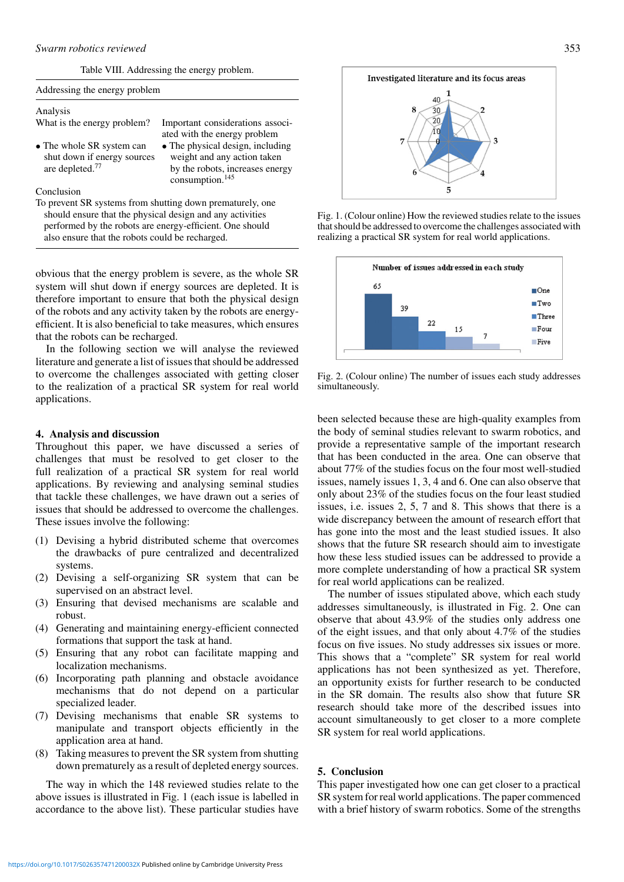Table VIII. Addressing the energy problem.

| Addressing the energy problem | |
|---|---|
| **Analysis** | |
| What is the energy problem? | Important considerations associated with the energy problem |
| • The whole SR system can shut down if energy sources are depleted.[77] | • The physical design, including weight and any action taken by the robots, increases energy consumption.[145] |
| **Conclusion** | |
| To prevent SR systems from shutting down prematurely, one should ensure that the physical design and any activities performed by the robots are energy-efficient. One should also ensure that the robots could be recharged. | |

obvious that the energy problem is severe, as the whole SR system will shut down if energy sources are depleted. It is therefore important to ensure that both the physical design of the robots and any activity taken by the robots are energy-efficient. It is also beneficial to take measures, which ensures that the robots can be recharged.

In the following section we will analyse the reviewed literature and generate a list of issues that should be addressed to overcome the challenges associated with getting closer to the realization of a practical SR system for real world applications.

## 4. Analysis and discussion

Throughout this paper, we have discussed a series of challenges that must be resolved to get closer to the full realization of a practical SR system for real world applications. By reviewing and analysing seminal studies that tackle these challenges, we have drawn out a series of issues that should be addressed to overcome the challenges. These issues involve the following:

(1) Devising a hybrid distributed scheme that overcomes the drawbacks of pure centralized and decentralized systems.
(2) Devising a self-organizing SR system that can be supervised on an abstract level.
(3) Ensuring that devised mechanisms are scalable and robust.
(4) Generating and maintaining energy-efficient connected formations that support the task at hand.
(5) Ensuring that any robot can facilitate mapping and localization mechanisms.
(6) Incorporating path planning and obstacle avoidance mechanisms that do not depend on a particular specialized leader.
(7) Devising mechanisms that enable SR systems to manipulate and transport objects efficiently in the application area at hand.
(8) Taking measures to prevent the SR system from shutting down prematurely as a result of depleted energy sources.

The way in which the 148 reviewed studies relate to the above issues is illustrated in Fig. 1 (each issue is labelled in accordance to the above list). These particular studies have been selected because these are high-quality examples from the body of seminal studies relevant to swarm robotics, and provide a representative sample of the important research that has been conducted in the area. One can observe that about 77% of the studies focus on the four most well-studied issues, namely issues 1, 3, 4 and 6. One can also observe that only about 23% of the studies focus on the four least studied issues, i.e. issues 2, 5, 7 and 8. This shows that there is a wide discrepancy between the amount of research effort that has gone into the most and the least studied issues. It also shows that the future SR research should aim to investigate how these less studied issues can be addressed to provide a more complete understanding of how a practical SR system for real world applications can be realized.

Fig. 1. (Colour online) How the reviewed studies relate to the issues that should be addressed to overcome the challenges associated with realizing a practical SR system for real world applications.

Fig. 2. (Colour online) The number of issues each study addresses simultaneously.

The number of issues stipulated above, which each study addresses simultaneously, is illustrated in Fig. 2. One can observe that about 43.9% of the studies only address one of the eight issues, and that only about 4.7% of the studies focus on five issues. No study addresses six issues or more. This shows that a "complete" SR system for real world applications has not been synthesized as yet. Therefore, an opportunity exists for further research to be conducted in the SR domain. The results also show that future SR research should take more of the described issues into account simultaneously to get closer to a more complete SR system for real world applications.

## 5. Conclusion

This paper investigated how one can get closer to a practical SR system for real world applications. The paper commenced with a brief history of swarm robotics. Some of the strengths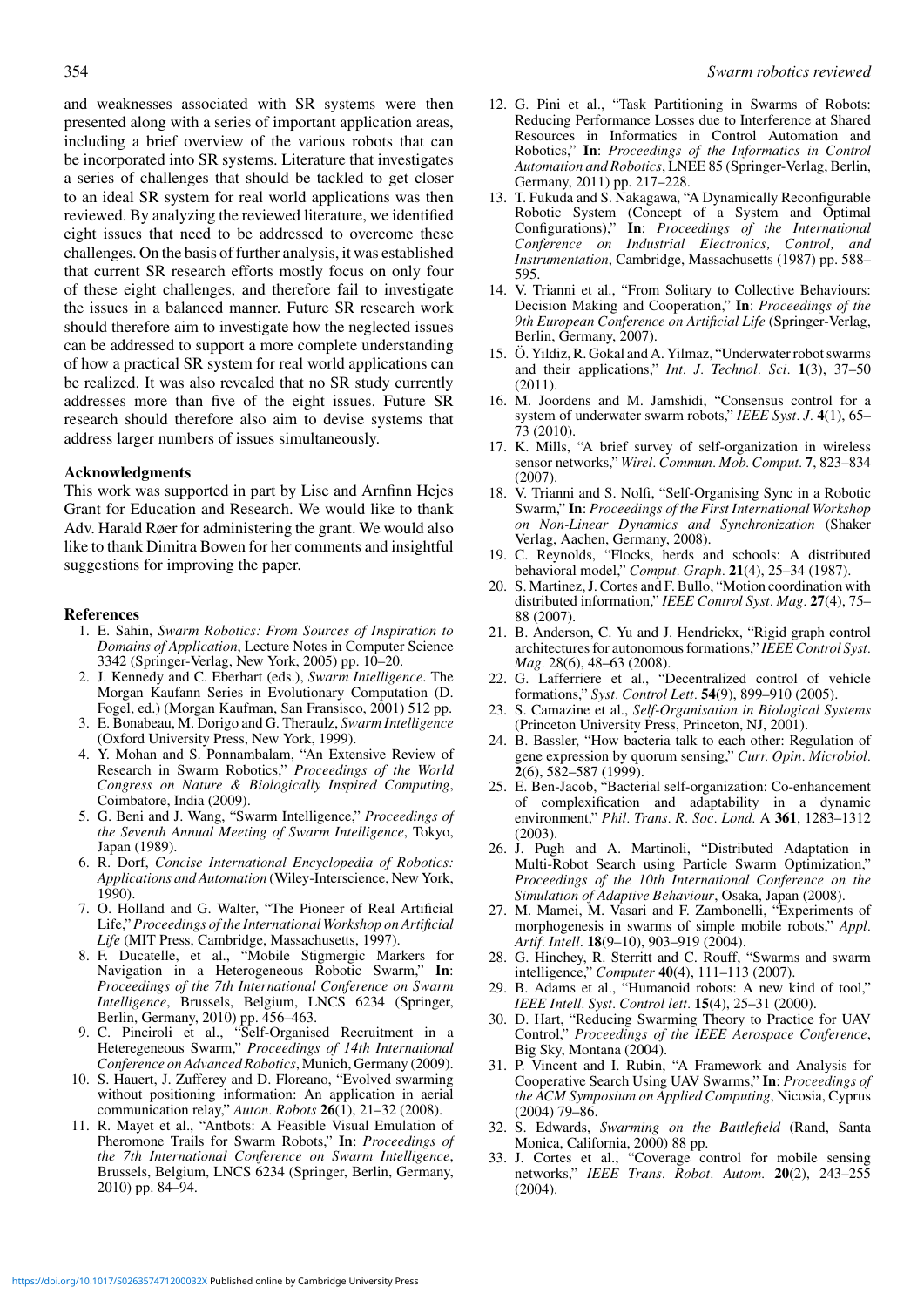and weaknesses associated with SR systems were then presented along with a series of important application areas, including a brief overview of the various robots that can be incorporated into SR systems. Literature that investigates a series of challenges that should be tackled to get closer to an ideal SR system for real world applications was then reviewed. By analyzing the reviewed literature, we identified eight issues that need to be addressed to overcome these challenges. On the basis of further analysis, it was established that current SR research efforts mostly focus on only four of these eight challenges, and therefore fail to investigate the issues in a balanced manner. Future SR research work should therefore aim to investigate how the neglected issues can be addressed to support a more complete understanding of how a practical SR system for real world applications can be realized. It was also revealed that no SR study currently addresses more than five of the eight issues. Future SR research should therefore also aim to devise systems that address larger numbers of issues simultaneously.

### Acknowledgments

This work was supported in part by Lise and Arnfinn Hejes Grant for Education and Research. We would like to thank Adv. Harald Røer for administering the grant. We would also like to thank Dimitra Bowen for her comments and insightful suggestions for improving the paper.

### References

1. E. Sahin, *Swarm Robotics: From Sources of Inspiration to Domains of Application*, Lecture Notes in Computer Science 3342 (Springer-Verlag, New York, 2005) pp. 10–20.
2. J. Kennedy and C. Eberhart (eds.), *Swarm Intelligence*. The Morgan Kaufann Series in Evolutionary Computation (D. Fogel, ed.) (Morgan Kaufman, San Fransisco, 2001) 512 pp.
3. E. Bonabeau, M. Dorigo and G. Theraulz, *Swarm Intelligence* (Oxford University Press, New York, 1999).
4. Y. Mohan and S. Ponnambalam, "An Extensive Review of Research in Swarm Robotics," *Proceedings of the World Congress on Nature & Biologically Inspired Computing*, Coimbatore, India (2009).
5. G. Beni and J. Wang, "Swarm Intelligence," *Proceedings of the Seventh Annual Meeting of Swarm Intelligence*, Tokyo, Japan (1989).
6. R. Dorf, *Concise International Encyclopedia of Robotics: Applications and Automation* (Wiley-Interscience, New York, 1990).
7. O. Holland and G. Walter, "The Pioneer of Real Artificial Life," *Proceedings of the International Workshop on Artificial Life* (MIT Press, Cambridge, Massachusetts, 1997).
8. F. Ducatelle, et al., "Mobile Stigmergic Markers for Navigation in a Heterogeneous Robotic Swarm," **In**: *Proceedings of the 7th International Conference on Swarm Intelligence*, Brussels, Belgium, LNCS 6234 (Springer, Berlin, Germany, 2010) pp. 456–463.
9. C. Pinciroli et al., "Self-Organised Recruitment in a Heteregeneous Swarm," *Proceedings of 14th International Conference on Advanced Robotics*, Munich, Germany (2009).
10. S. Hauert, J. Zufferey and D. Floreano, "Evolved swarming without positioning information: An application in aerial communication relay," *Auton. Robots* **26**(1), 21–32 (2008).
11. R. Mayet et al., "Antbots: A Feasible Visual Emulation of Pheromone Trails for Swarm Robots," **In**: *Proceedings of the 7th International Conference on Swarm Intelligence*, Brussels, Belgium, LNCS 6234 (Springer, Berlin, Germany, 2010) pp. 84–94.
12. G. Pini et al., "Task Partitioning in Swarms of Robots: Reducing Performance Losses due to Interference at Shared Resources in Informatics in Control Automation and Robotics," **In**: *Proceedings of the Informatics in Control Automation and Robotics*, LNEE 85 (Springer-Verlag, Berlin, Germany, 2011) pp. 217–228.
13. T. Fukuda and S. Nakagawa, "A Dynamically Reconfigurable Robotic System (Concept of a System and Optimal Configurations)," **In**: *Proceedings of the International Conference on Industrial Electronics, Control, and Instrumentation*, Cambridge, Massachusetts (1987) pp. 588–595.
14. V. Trianni et al., "From Solitary to Collective Behaviours: Decision Making and Cooperation," **In**: *Proceedings of the 9th European Conference on Artificial Life* (Springer-Verlag, Berlin, Germany, 2007).
15. Ö. Yildiz, R. Gokal and A. Yilmaz, "Underwater robot swarms and their applications," *Int. J. Technol. Sci.* **1**(3), 37–50 (2011).
16. M. Joordens and M. Jamshidi, "Consensus control for a system of underwater swarm robots," *IEEE Syst. J.* **4**(1), 65–73 (2010).
17. K. Mills, "A brief survey of self-organization in wireless sensor networks," *Wirel. Commun. Mob. Comput.* **7**, 823–834 (2007).
18. V. Trianni and S. Nolfi, "Self-Organising Sync in a Robotic Swarm," **In**: *Proceedings of the First International Workshop on Non-Linear Dynamics and Synchronization* (Shaker Verlag, Aachen, Germany, 2008).
19. C. Reynolds, "Flocks, herds and schools: A distributed behavioral model," *Comput. Graph.* **21**(4), 25–34 (1987).
20. S. Martinez, J. Cortes and F. Bullo, "Motion coordination with distributed information," *IEEE Control Syst. Mag.* **27**(4), 75–88 (2007).
21. B. Anderson, C. Yu and J. Hendrickx, "Rigid graph control architectures for autonomous formations," *IEEE Control Syst. Mag.* 28(6), 48–63 (2008).
22. G. Lafferriere et al., "Decentralized control of vehicle formations," *Syst. Control Lett.* **54**(9), 899–910 (2005).
23. S. Camazine et al., *Self-Organisation in Biological Systems* (Princeton University Press, Princeton, NJ, 2001).
24. B. Bassler, "How bacteria talk to each other: Regulation of gene expression by quorum sensing," *Curr. Opin. Microbiol.* **2**(6), 582–587 (1999).
25. E. Ben-Jacob, "Bacterial self-organization: Co-enhancement of complexification and adaptability in a dynamic environment," *Phil. Trans. R. Soc. Lond.* A **361**, 1283–1312 (2003).
26. J. Pugh and A. Martinoli, "Distributed Adaptation in Multi-Robot Search using Particle Swarm Optimization," *Proceedings of the 10th International Conference on the Simulation of Adaptive Behaviour*, Osaka, Japan (2008).
27. M. Mamei, M. Vasari and F. Zambonelli, "Experiments of morphogenesis in swarms of simple mobile robots," *Appl. Artif. Intell.* **18**(9–10), 903–919 (2004).
28. G. Hinchey, R. Sterritt and C. Rouff, "Swarms and swarm intelligence," *Computer* **40**(4), 111–113 (2007).
29. B. Adams et al., "Humanoid robots: A new kind of tool," *IEEE Intell. Syst. Control lett.* **15**(4), 25–31 (2000).
30. D. Hart, "Reducing Swarming Theory to Practice for UAV Control," *Proceedings of the IEEE Aerospace Conference*, Big Sky, Montana (2004).
31. P. Vincent and I. Rubin, "A Framework and Analysis for Cooperative Search Using UAV Swarms," **In**: *Proceedings of the ACM Symposium on Applied Computing*, Nicosia, Cyprus (2004) 79–86.
32. S. Edwards, *Swarming on the Battlefield* (Rand, Santa Monica, California, 2000) 88 pp.
33. J. Cortes et al., "Coverage control for mobile sensing networks," *IEEE Trans. Robot. Autom.* **20**(2), 243–255 (2004).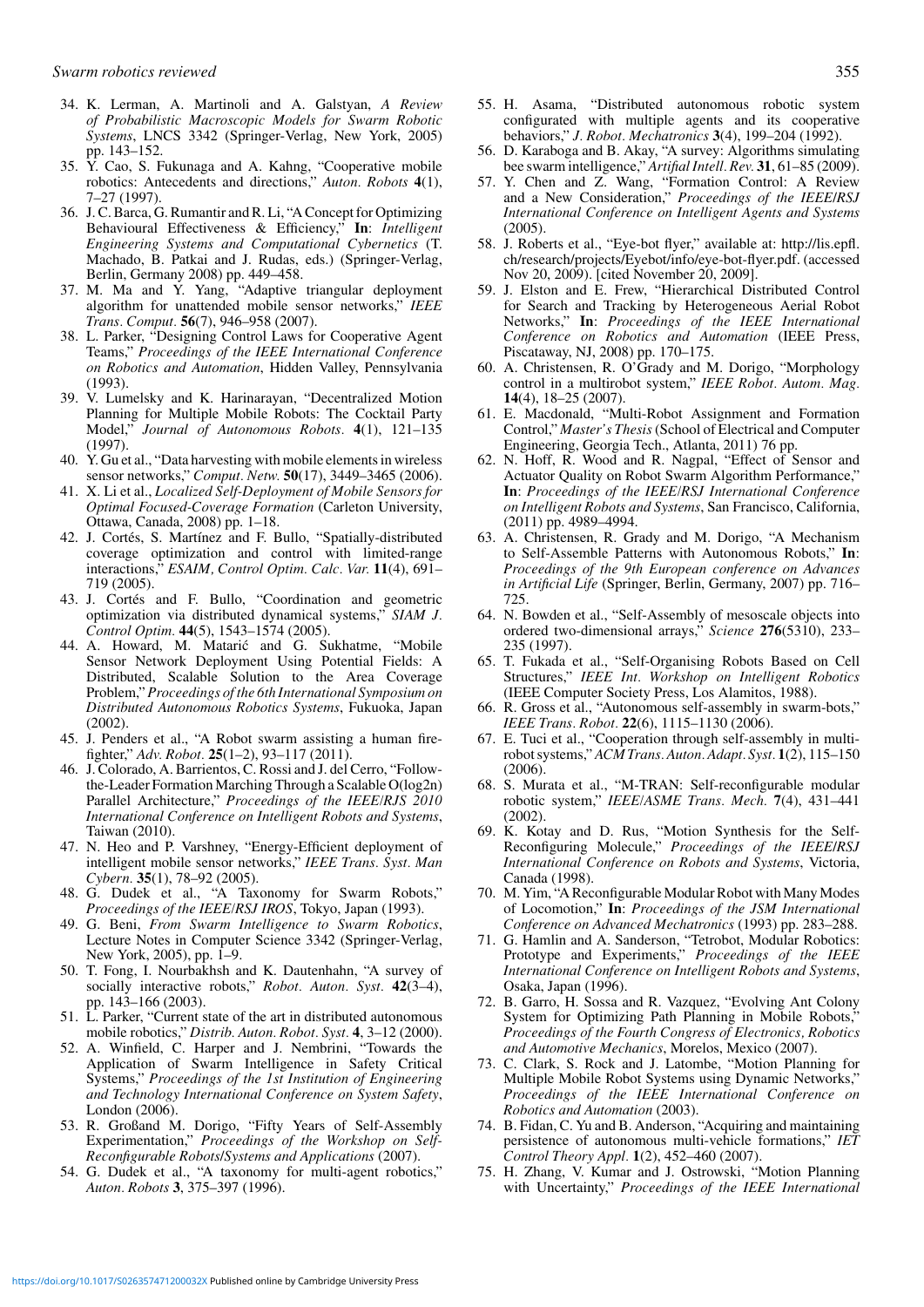34. K. Lerman, A. Martinoli and A. Galstyan, *A Review of Probabilistic Macroscopic Models for Swarm Robotic Systems*, LNCS 3342 (Springer-Verlag, New York, 2005) pp. 143–152.
35. Y. Cao, S. Fukunaga and A. Kahng, "Cooperative mobile robotics: Antecedents and directions," *Auton. Robots* **4**(1), 7–27 (1997).
36. J. C. Barca, G. Rumantir and R. Li, "A Concept for Optimizing Behavioural Effectiveness & Efficiency," **In**: *Intelligent Engineering Systems and Computational Cybernetics* (T. Machado, B. Patkai and J. Rudas, eds.) (Springer-Verlag, Berlin, Germany 2008) pp. 449–458.
37. M. Ma and Y. Yang, "Adaptive triangular deployment algorithm for unattended mobile sensor networks," *IEEE Trans. Comput.* **56**(7), 946–958 (2007).
38. L. Parker, "Designing Control Laws for Cooperative Agent Teams," *Proceedings of the IEEE International Conference on Robotics and Automation*, Hidden Valley, Pennsylvania (1993).
39. V. Lumelsky and K. Harinarayan, "Decentralized Motion Planning for Multiple Mobile Robots: The Cocktail Party Model," *Journal of Autonomous Robots*. **4**(1), 121–135 (1997).
40. Y. Gu et al., "Data harvesting with mobile elements in wireless sensor networks," *Comput. Netw.* **50**(17), 3449–3465 (2006).
41. X. Li et al., *Localized Self-Deployment of Mobile Sensors for Optimal Focused-Coverage Formation* (Carleton University, Ottawa, Canada, 2008) pp. 1–18.
42. J. Cortés, S. Martínez and F. Bullo, "Spatially-distributed coverage optimization and control with limited-range interactions," *ESAIM, Control Optim. Calc. Var.* **11**(4), 691–719 (2005).
43. J. Cortés and F. Bullo, "Coordination and geometric optimization via distributed dynamical systems," *SIAM J. Control Optim.* **44**(5), 1543–1574 (2005).
44. A. Howard, M. Matarić and G. Sukhatme, "Mobile Sensor Network Deployment Using Potential Fields: A Distributed, Scalable Solution to the Area Coverage Problem," *Proceedings of the 6th International Symposium on Distributed Autonomous Robotics Systems*, Fukuoka, Japan (2002).
45. J. Penders et al., "A Robot swarm assisting a human fire-fighter," *Adv. Robot.* **25**(1–2), 93–117 (2011).
46. J. Colorado, A. Barrientos, C. Rossi and J. del Cerro, "Follow-the-Leader Formation Marching Through a Scalable O(log2n) Parallel Architecture," *Proceedings of the IEEE/RJS 2010 International Conference on Intelligent Robots and Systems*, Taiwan (2010).
47. N. Heo and P. Varshney, "Energy-Efficient deployment of intelligent mobile sensor networks," *IEEE Trans. Syst. Man Cybern.* **35**(1), 78–92 (2005).
48. G. Dudek et al., "A Taxonomy for Swarm Robots," *Proceedings of the IEEE/RSJ IROS*, Tokyo, Japan (1993).
49. G. Beni, *From Swarm Intelligence to Swarm Robotics*, Lecture Notes in Computer Science 3342 (Springer-Verlag, New York, 2005), pp. 1–9.
50. T. Fong, I. Nourbakhsh and K. Dautenhahn, "A survey of socially interactive robots," *Robot. Auton. Syst.* **42**(3–4), pp. 143–166 (2003).
51. L. Parker, "Current state of the art in distributed autonomous mobile robotics," *Distrib. Auton. Robot. Syst.* **4**, 3–12 (2000).
52. A. Winfield, C. Harper and J. Nembrini, "Towards the Application of Swarm Intelligence in Safety Critical Systems," *Proceedings of the 1st Institution of Engineering and Technology International Conference on System Safety*, London (2006).
53. R. Großand M. Dorigo, "Fifty Years of Self-Assembly Experimentation," *Proceedings of the Workshop on Self-Reconfigurable Robots/Systems and Applications* (2007).
54. G. Dudek et al., "A taxonomy for multi-agent robotics," *Auton. Robots* **3**, 375–397 (1996).
55. H. Asama, "Distributed autonomous robotic system configurated with multiple agents and its cooperative behaviors," *J. Robot. Mechatronics* **3**(4), 199–204 (1992).
56. D. Karaboga and B. Akay, "A survey: Algorithms simulating bee swarm intelligence," *Artifial Intell. Rev.* **31**, 61–85 (2009).
57. Y. Chen and Z. Wang, "Formation Control: A Review and a New Consideration," *Proceedings of the IEEE/RSJ International Conference on Intelligent Agents and Systems* (2005).
58. J. Roberts et al., "Eye-bot flyer," available at: http://lis.epfl.ch/research/projects/Eyebot/info/eye-bot-flyer.pdf. (accessed Nov 20, 2009). [cited November 20, 2009].
59. J. Elston and E. Frew, "Hierarchical Distributed Control for Search and Tracking by Heterogeneous Aerial Robot Networks," **In**: *Proceedings of the IEEE International Conference on Robotics and Automation* (IEEE Press, Piscataway, NJ, 2008) pp. 170–175.
60. A. Christensen, R. O'Grady and M. Dorigo, "Morphology control in a multirobot system," *IEEE Robot. Autom. Mag.* **14**(4), 18–25 (2007).
61. E. Macdonald, "Multi-Robot Assignment and Formation Control," *Master's Thesis* (School of Electrical and Computer Engineering, Georgia Tech., Atlanta, 2011) 76 pp.
62. N. Hoff, R. Wood and R. Nagpal, "Effect of Sensor and Actuator Quality on Robot Swarm Algorithm Performance," **In**: *Proceedings of the IEEE/RSJ International Conference on Intelligent Robots and Systems*, San Francisco, California, (2011) pp. 4989–4994.
63. A. Christensen, R. Grady and M. Dorigo, "A Mechanism to Self-Assemble Patterns with Autonomous Robots," **In**: *Proceedings of the 9th European conference on Advances in Artificial Life* (Springer, Berlin, Germany, 2007) pp. 716–725.
64. N. Bowden et al., "Self-Assembly of mesoscale objects into ordered two-dimensional arrays," *Science* **276**(5310), 233–235 (1997).
65. T. Fukada et al., "Self-Organising Robots Based on Cell Structures," *IEEE Int. Workshop on Intelligent Robotics* (IEEE Computer Society Press, Los Alamitos, 1988).
66. R. Gross et al., "Autonomous self-assembly in swarm-bots," *IEEE Trans. Robot.* **22**(6), 1115–1130 (2006).
67. E. Tuci et al., "Cooperation through self-assembly in multi-robot systems," *ACM Trans. Auton. Adapt. Syst.* **1**(2), 115–150 (2006).
68. S. Murata et al., "M-TRAN: Self-reconfigurable modular robotic system," *IEEE/ASME Trans. Mech.* **7**(4), 431–441 (2002).
69. K. Kotay and D. Rus, "Motion Synthesis for the Self-Reconfiguring Molecule," *Proceedings of the IEEE/RSJ International Conference on Robots and Systems*, Victoria, Canada (1998).
70. M. Yim, "A Reconfigurable Modular Robot with Many Modes of Locomotion," **In**: *Proceedings of the JSM International Conference on Advanced Mechatronics* (1993) pp. 283–288.
71. G. Hamlin and A. Sanderson, "Tetrobot, Modular Robotics: Prototype and Experiments," *Proceedings of the IEEE International Conference on Intelligent Robots and Systems*, Osaka, Japan (1996).
72. B. Garro, H. Sossa and R. Vazquez, "Evolving Ant Colony System for Optimizing Path Planning in Mobile Robots," *Proceedings of the Fourth Congress of Electronics, Robotics and Automotive Mechanics*, Morelos, Mexico (2007).
73. C. Clark, S. Rock and J. Latombe, "Motion Planning for Multiple Mobile Robot Systems using Dynamic Networks," *Proceedings of the IEEE International Conference on Robotics and Automation* (2003).
74. B. Fidan, C. Yu and B. Anderson, "Acquiring and maintaining persistence of autonomous multi-vehicle formations," *IET Control Theory Appl.* **1**(2), 452–460 (2007).
75. H. Zhang, V. Kumar and J. Ostrowski, "Motion Planning with Uncertainty," *Proceedings of the IEEE International*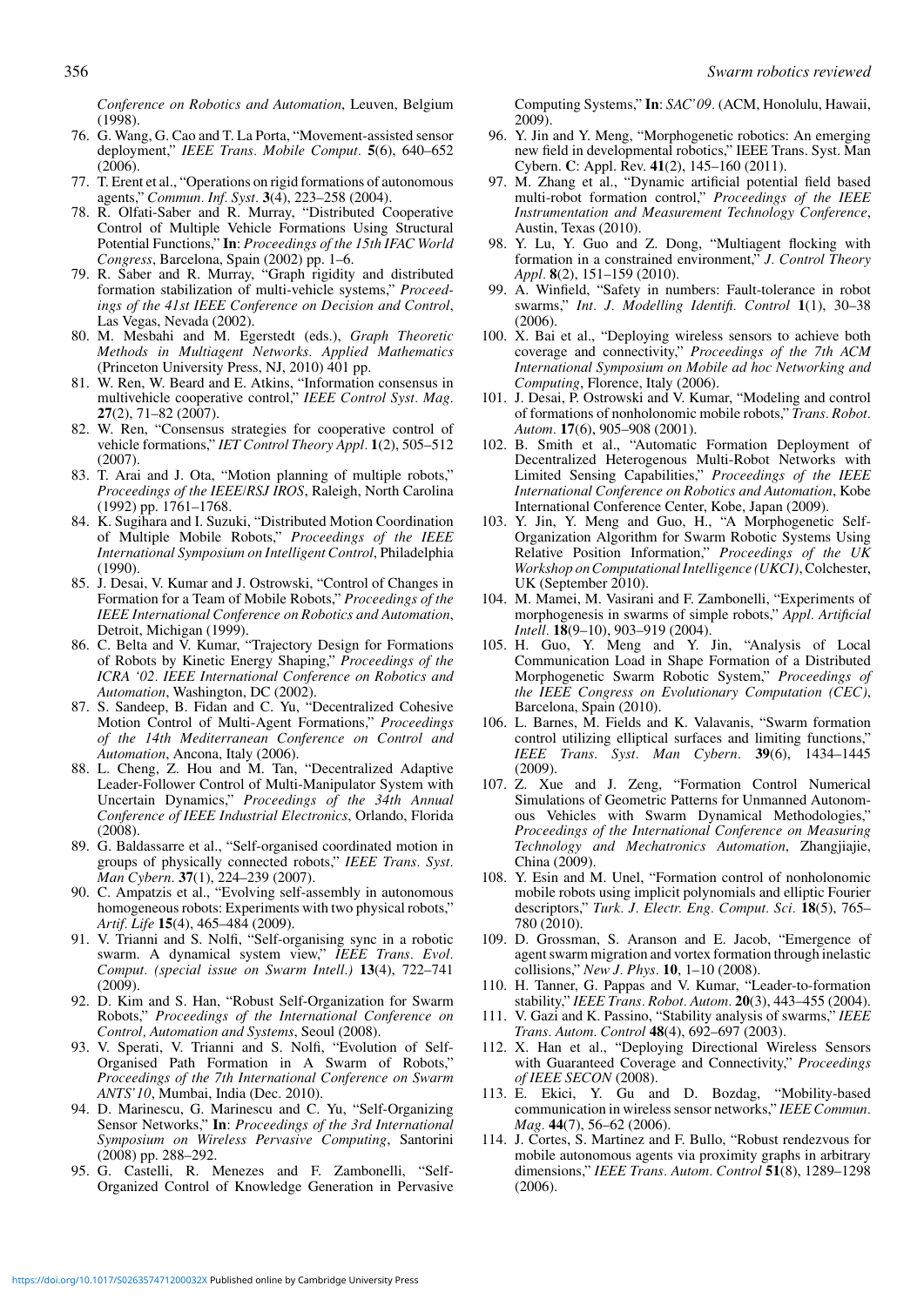*Conference on Robotics and Automation*, Leuven, Belgium (1998).

76. G. Wang, G. Cao and T. La Porta, "Movement-assisted sensor deployment," *IEEE Trans. Mobile Comput.* **5**(6), 640–652 (2006).
77. T. Erent et al., "Operations on rigid formations of autonomous agents," *Commun. Inf. Syst.* **3**(4), 223–258 (2004).
78. R. Olfati-Saber and R. Murray, "Distributed Cooperative Control of Multiple Vehicle Formations Using Structural Potential Functions," **In**: *Proceedings of the 15th IFAC World Congress*, Barcelona, Spain (2002) pp. 1–6.
79. R. Saber and R. Murray, "Graph rigidity and distributed formation stabilization of multi-vehicle systems," *Proceedings of the 41st IEEE Conference on Decision and Control*, Las Vegas, Nevada (2002).
80. M. Mesbahi and M. Egerstedt (eds.), *Graph Theoretic Methods in Multiagent Networks. Applied Mathematics* (Princeton University Press, NJ, 2010) 401 pp.
81. W. Ren, W. Beard and E. Atkins, "Information consensus in multivehicle cooperative control," *IEEE Control Syst. Mag.* **27**(2), 71–82 (2007).
82. W. Ren, "Consensus strategies for cooperative control of vehicle formations," *IET Control Theory Appl.* **1**(2), 505–512 (2007).
83. T. Arai and J. Ota, "Motion planning of multiple robots," *Proceedings of the IEEE/RSJ IROS*, Raleigh, North Carolina (1992) pp. 1761–1768.
84. K. Sugihara and I. Suzuki, "Distributed Motion Coordination of Multiple Mobile Robots," *Proceedings of the IEEE International Symposium on Intelligent Control*, Philadelphia (1990).
85. J. Desai, V. Kumar and J. Ostrowski, "Control of Changes in Formation for a Team of Mobile Robots," *Proceedings of the IEEE International Conference on Robotics and Automation*, Detroit, Michigan (1999).
86. C. Belta and V. Kumar, "Trajectory Design for Formations of Robots by Kinetic Energy Shaping," *Proceedings of the ICRA '02. IEEE International Conference on Robotics and Automation*, Washington, DC (2002).
87. S. Sandeep, B. Fidan and C. Yu, "Decentralized Cohesive Motion Control of Multi-Agent Formations," *Proceedings of the 14th Mediterranean Conference on Control and Automation*, Ancona, Italy (2006).
88. L. Cheng, Z. Hou and M. Tan, "Decentralized Adaptive Leader-Follower Control of Multi-Manipulator System with Uncertain Dynamics," *Proceedings of the 34th Annual Conference of IEEE Industrial Electronics*, Orlando, Florida (2008).
89. G. Baldassarre et al., "Self-organised coordinated motion in groups of physically connected robots," *IEEE Trans. Syst. Man Cybern.* **37**(1), 224–239 (2007).
90. C. Ampatzis et al., "Evolving self-assembly in autonomous homogeneous robots: Experiments with two physical robots," *Artif. Life* **15**(4), 465–484 (2009).
91. V. Trianni and S. Nolfi, "Self-organising sync in a robotic swarm. A dynamical system view," *IEEE Trans. Evol. Comput. (special issue on Swarm Intell.)* **13**(4), 722–741 (2009).
92. D. Kim and S. Han, "Robust Self-Organization for Swarm Robots," *Proceedings of the International Conference on Control, Automation and Systems*, Seoul (2008).
93. V. Sperati, V. Trianni and S. Nolfi, "Evolution of Self-Organised Path Formation in A Swarm of Robots," *Proceedings of the 7th International Conference on Swarm ANTS'10*, Mumbai, India (Dec. 2010).
94. D. Marinescu, G. Marinescu and C. Yu, "Self-Organizing Sensor Networks," **In**: *Proceedings of the 3rd International Symposium on Wireless Pervasive Computing*, Santorini (2008) pp. 288–292.
95. G. Castelli, R. Menezes and F. Zambonelli, "Self-Organized Control of Knowledge Generation in Pervasive Computing Systems," **In**: *SAC'09*. (ACM, Honolulu, Hawaii, 2009).
96. Y. Jin and Y. Meng, "Morphogenetic robotics: An emerging new field in developmental robotics," IEEE Trans. Syst. Man Cybern. **C**: Appl. Rev. **41**(2), 145–160 (2011).
97. M. Zhang et al., "Dynamic artificial potential field based multi-robot formation control," *Proceedings of the IEEE Instrumentation and Measurement Technology Conference*, Austin, Texas (2010).
98. Y. Lu, Y. Guo and Z. Dong, "Multiagent flocking with formation in a constrained environment," *J. Control Theory Appl.* **8**(2), 151–159 (2010).
99. A. Winfield, "Safety in numbers: Fault-tolerance in robot swarms," *Int. J. Modelling Identifi. Control* **1**(1), 30–38 (2006).
100. X. Bai et al., "Deploying wireless sensors to achieve both coverage and connectivity," *Proceedings of the 7th ACM International Symposium on Mobile ad hoc Networking and Computing*, Florence, Italy (2006).
101. J. Desai, P. Ostrowski and V. Kumar, "Modeling and control of formations of nonholonomic mobile robots," *Trans. Robot. Autom.* **17**(6), 905–908 (2001).
102. B. Smith et al., "Automatic Formation Deployment of Decentralized Heterogeneous Multi-Robot Networks with Limited Sensing Capabilities," *Proceedings of the IEEE International Conference on Robotics and Automation*, Kobe International Conference Center, Kobe, Japan (2009).
103. Y. Jin, Y. Meng and Guo, H., "A Morphogenetic Self-Organization Algorithm for Swarm Robotic Systems Using Relative Position Information," *Proceedings of the UK Workshop on Computational Intelligence (UKCI)*, Colchester, UK (September 2010).
104. M. Mamei, M. Vasirani and F. Zambonelli, "Experiments of morphogenesis in swarms of simple robots," *Appl. Artificial Intell.* **18**(9–10), 903–919 (2004).
105. H. Guo, Y. Meng and Y. Jin, "Analysis of Local Communication Load in Shape Formation of a Distributed Morphogenetic Swarm Robotic System," *Proceedings of the IEEE Congress on Evolutionary Computation (CEC)*, Barcelona, Spain (2010).
106. L. Barnes, M. Fields and K. Valavanis, "Swarm formation control utilizing elliptical surfaces and limiting functions," *IEEE Trans. Syst. Man Cybern.* **39**(6), 1434–1445 (2009).
107. Z. Xue and J. Zeng, "Formation Control Numerical Simulations of Geometric Patterns for Unmanned Autonomous Vehicles with Swarm Dynamical Methodologies," *Proceedings of the International Conference on Measuring Technology and Mechatronics Automation*, Zhangjiajie, China (2009).
108. Y. Esin and M. Unel, "Formation control of nonholonomic mobile robots using implicit polynomials and elliptic Fourier descriptors," *Turk. J. Electr. Eng. Comput. Sci.* **18**(5), 765–780 (2010).
109. D. Grossman, S. Aranson and E. Jacob, "Emergence of agent swarm migration and vortex formation through inelastic collisions," *New J. Phys.* **10**, 1–10 (2008).
110. H. Tanner, G. Pappas and V. Kumar, "Leader-to-formation stability," *IEEE Trans. Robot. Autom.* **20**(3), 443–455 (2004).
111. V. Gazi and K. Passino, "Stability analysis of swarms," *IEEE Trans. Autom. Control* **48**(4), 692–697 (2003).
112. X. Han et al., "Deploying Directional Wireless Sensors with Guaranteed Coverage and Connectivity," *Proceedings of IEEE SECON* (2008).
113. E. Ekici, Y. Gu and D. Bozdag, "Mobility-based communication in wireless sensor networks," *IEEE Commun. Mag.* **44**(7), 56–62 (2006).
114. J. Cortes, S. Martinez and F. Bullo, "Robust rendezvous for mobile autonomous agents via proximity graphs in arbitrary dimensions," *IEEE Trans. Autom. Control* **51**(8), 1289–1298 (2006).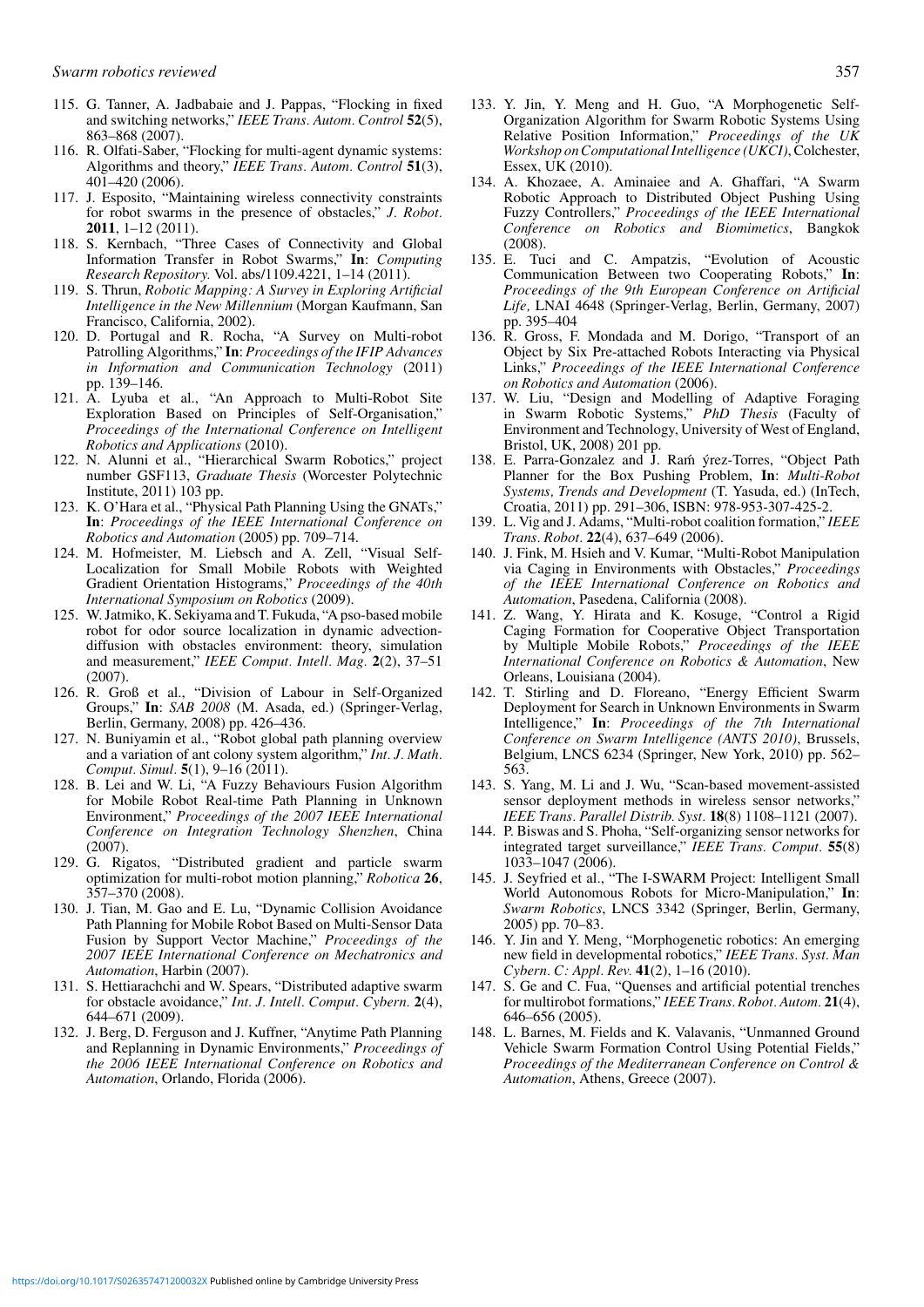115. G. Tanner, A. Jadbabaie and J. Pappas, "Flocking in fixed and switching networks," *IEEE Trans. Autom. Control* **52**(5), 863–868 (2007).
116. R. Olfati-Saber, "Flocking for multi-agent dynamic systems: Algorithms and theory," *IEEE Trans. Autom. Control* **51**(3), 401–420 (2006).
117. J. Esposito, "Maintaining wireless connectivity constraints for robot swarms in the presence of obstacles," *J. Robot.* **2011**, 1–12 (2011).
118. S. Kernbach, "Three Cases of Connectivity and Global Information Transfer in Robot Swarms," **In**: *Computing Research Repository.* Vol. abs/1109.4221, 1–14 (2011).
119. S. Thrun, *Robotic Mapping: A Survey in Exploring Artificial Intelligence in the New Millennium* (Morgan Kaufmann, San Francisco, California, 2002).
120. D. Portugal and R. Rocha, "A Survey on Multi-robot Patrolling Algorithms," **In**: *Proceedings of the IFIP Advances in Information and Communication Technology* (2011) pp. 139–146.
121. A. Lyuba et al., "An Approach to Multi-Robot Site Exploration Based on Principles of Self-Organisation," *Proceedings of the International Conference on Intelligent Robotics and Applications* (2010).
122. N. Alunni et al., "Hierarchical Swarm Robotics," project number GSF113, *Graduate Thesis* (Worcester Polytechnic Institute, 2011) 103 pp.
123. K. O'Hara et al., "Physical Path Planning Using the GNATs," **In**: *Proceedings of the IEEE International Conference on Robotics and Automation* (2005) pp. 709–714.
124. M. Hofmeister, M. Liebsch and A. Zell, "Visual Self-Localization for Small Mobile Robots with Weighted Gradient Orientation Histograms," *Proceedings of the 40th International Symposium on Robotics* (2009).
125. W. Jatmiko, K. Sekiyama and T. Fukuda, "A pso-based mobile robot for odor source localization in dynamic advection-diffusion with obstacles environment: theory, simulation and measurement," *IEEE Comput. Intell. Mag.* **2**(2), 37–51 (2007).
126. R. Groß et al., "Division of Labour in Self-Organized Groups," **In**: *SAB 2008* (M. Asada, ed.) (Springer-Verlag, Berlin, Germany, 2008) pp. 426–436.
127. N. Buniyamin et al., "Robot global path planning overview and a variation of ant colony system algorithm," *Int. J. Math. Comput. Simul.* **5**(1), 9–16 (2011).
128. B. Lei and W. Li, "A Fuzzy Behaviours Fusion Algorithm for Mobile Robot Real-time Path Planning in Unknown Environment," *Proceedings of the 2007 IEEE International Conference on Integration Technology Shenzhen*, China (2007).
129. G. Rigatos, "Distributed gradient and particle swarm optimization for multi-robot motion planning," *Robotica* **26**, 357–370 (2008).
130. J. Tian, M. Gao and E. Lu, "Dynamic Collision Avoidance Path Planning for Mobile Robot Based on Multi-Sensor Data Fusion by Support Vector Machine," *Proceedings of the 2007 IEEE International Conference on Mechatronics and Automation*, Harbin (2007).
131. S. Hettiarachchi and W. Spears, "Distributed adaptive swarm for obstacle avoidance," *Int. J. Intell. Comput. Cybern.* **2**(4), 644–671 (2009).
132. J. Berg, D. Ferguson and J. Kuffner, "Anytime Path Planning and Replanning in Dynamic Environments," *Proceedings of the 2006 IEEE International Conference on Robotics and Automation*, Orlando, Florida (2006).
133. Y. Jin, Y. Meng and H. Guo, "A Morphogenetic Self-Organization Algorithm for Swarm Robotic Systems Using Relative Position Information," *Proceedings of the UK Workshop on Computational Intelligence (UKCI)*, Colchester, Essex, UK (2010).
134. A. Khozaee, A. Aminaiee and A. Ghaffari, "A Swarm Robotic Approach to Distributed Object Pushing Using Fuzzy Controllers," *Proceedings of the IEEE International Conference on Robotics and Biomimetics*, Bangkok (2008).
135. E. Tuci and C. Ampatzis, "Evolution of Acoustic Communication Between two Cooperating Robots," **In**: *Proceedings of the 9th European Conference on Artificial Life,* LNAI 4648 (Springer-Verlag, Berlin, Germany, 2007) pp. 395–404
136. R. Gross, F. Mondada and M. Dorigo, "Transport of an Object by Six Pre-attached Robots Interacting via Physical Links," *Proceedings of the IEEE International Conference on Robotics and Automation* (2006).
137. W. Liu, "Design and Modelling of Adaptive Foraging in Swarm Robotic Systems," *PhD Thesis* (Faculty of Environment and Technology, University of West of England, Bristol, UK, 2008) 201 pp.
138. E. Parra-Gonzalez and J. Ram ýrez-Torres, "Object Path Planner for the Box Pushing Problem, **In**: *Multi-Robot Systems, Trends and Development* (T. Yasuda, ed.) (InTech, Croatia, 2011) pp. 291–306, ISBN: 978-953-307-425-2.
139. L. Vig and J. Adams, "Multi-robot coalition formation," *IEEE Trans. Robot.* **22**(4), 637–649 (2006).
140. J. Fink, M. Hsieh and V. Kumar, "Multi-Robot Manipulation via Caging in Environments with Obstacles," *Proceedings of the IEEE International Conference on Robotics and Automation*, Pasedena, California (2008).
141. Z. Wang, Y. Hirata and K. Kosuge, "Control a Rigid Caging Formation for Cooperative Object Transportation by Multiple Mobile Robots," *Proceedings of the IEEE International Conference on Robotics & Automation*, New Orleans, Louisiana (2004).
142. T. Stirling and D. Floreano, "Energy Efficient Swarm Deployment for Search in Unknown Environments in Swarm Intelligence," **In**: *Proceedings of the 7th International Conference on Swarm Intelligence (ANTS 2010)*, Brussels, Belgium, LNCS 6234 (Springer, New York, 2010) pp. 562–563.
143. S. Yang, M. Li and J. Wu, "Scan-based movement-assisted sensor deployment methods in wireless sensor networks," *IEEE Trans. Parallel Distrib. Syst.* **18**(8) 1108–1121 (2007).
144. P. Biswas and S. Phoha, "Self-organizing sensor networks for integrated target surveillance," *IEEE Trans. Comput.* **55**(8) 1033–1047 (2006).
145. J. Seyfried et al., "The I-SWARM Project: Intelligent Small World Autonomous Robots for Micro-Manipulation," **In**: *Swarm Robotics*, LNCS 3342 (Springer, Berlin, Germany, 2005) pp. 70–83.
146. Y. Jin and Y. Meng, "Morphogenetic robotics: An emerging new field in developmental robotics," *IEEE Trans. Syst. Man Cybern. C: Appl. Rev.* **41**(2), 1–16 (2010).
147. S. Ge and C. Fua, "Quenses and artificial potential trenches for multirobot formations," *IEEE Trans. Robot. Autom.* **21**(4), 646–656 (2005).
148. L. Barnes, M. Fields and K. Valavanis, "Unmanned Ground Vehicle Swarm Formation Control Using Potential Fields," *Proceedings of the Mediterranean Conference on Control & Automation*, Athens, Greece (2007).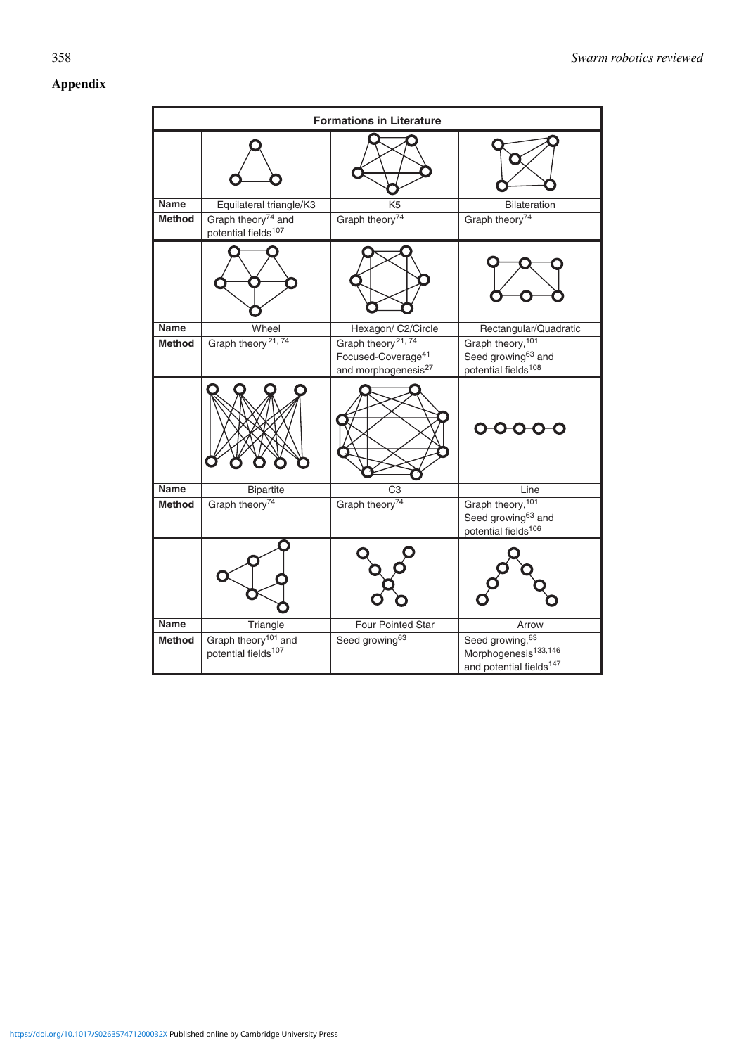## Appendix

| Formations in Literature | | | |
|---|---|---|---|
| **Name** | Equilateral triangle/K3 | K5 | Bilateration |
| **Method** | Graph theory[74] and potential fields[107] | Graph theory[74] | Graph theory[74] |
| **Name** | Wheel | Hexagon/ C2/Circle | Rectangular/Quadratic |
| **Method** | Graph theory[21, 74] | Graph theory[21, 74] Focused-Coverage[41] and morphogenesis[27] | Graph theory,[101] Seed growing[63] and potential fields[108] |
| **Name** | Bipartite | C3 | Line |
| **Method** | Graph theory[74] | Graph theory[74] | Graph theory,[101] Seed growing[63] and potential fields[106] |
| **Name** | Triangle | Four Pointed Star | Arrow |
| **Method** | Graph theory[101] and potential fields[107] | Seed growing[63] | Seed growing,[63] Morphogenesis[133,146] and potential fields[147] |

https://doi.org/10.1017/S026357471200032X Published online by Cambridge University Press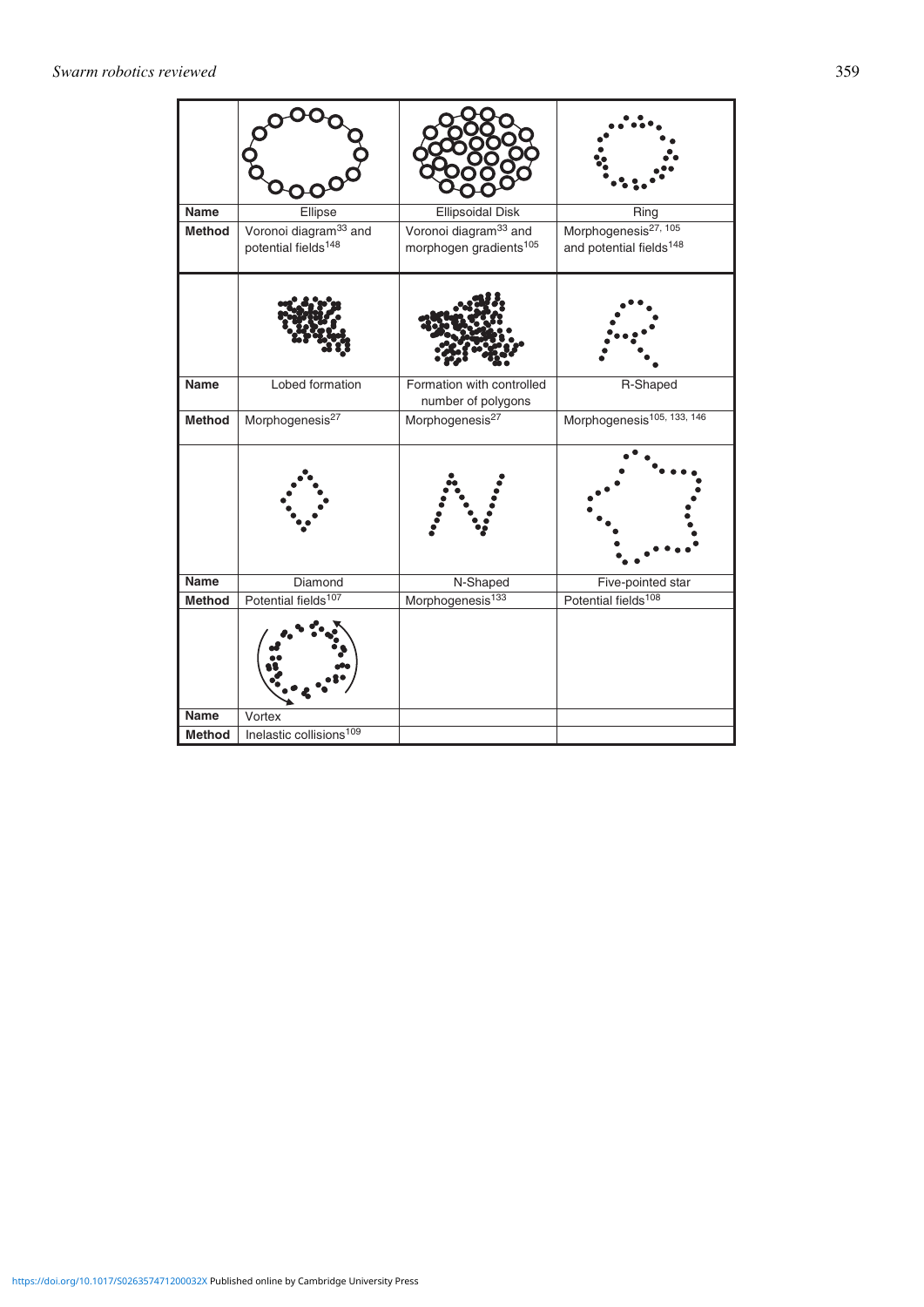| | | | |
|---|---|---|---|
| **Name** | Ellipse | Ellipsoidal Disk | Ring |
| **Method** | Voronoi diagram[33] and potential fields[148] | Voronoi diagram[33] and morphogen gradients[105] | Morphogenesis[27, 105] and potential fields[148] |
| **Name** | Lobed formation | Formation with controlled number of polygons | R-Shaped |
| **Method** | Morphogenesis[27] | Morphogenesis[27] | Morphogenesis[105, 133, 146] |
| **Name** | Diamond | N-Shaped | Five-pointed star |
| **Method** | Potential fields[107] | Morphogenesis[133] | Potential fields[108] |
| **Name** | Vortex | | |
| **Method** | Inelastic collisions[109] | | |

https://doi.org/10.1017/S026357471200032X Published online by Cambridge University Press